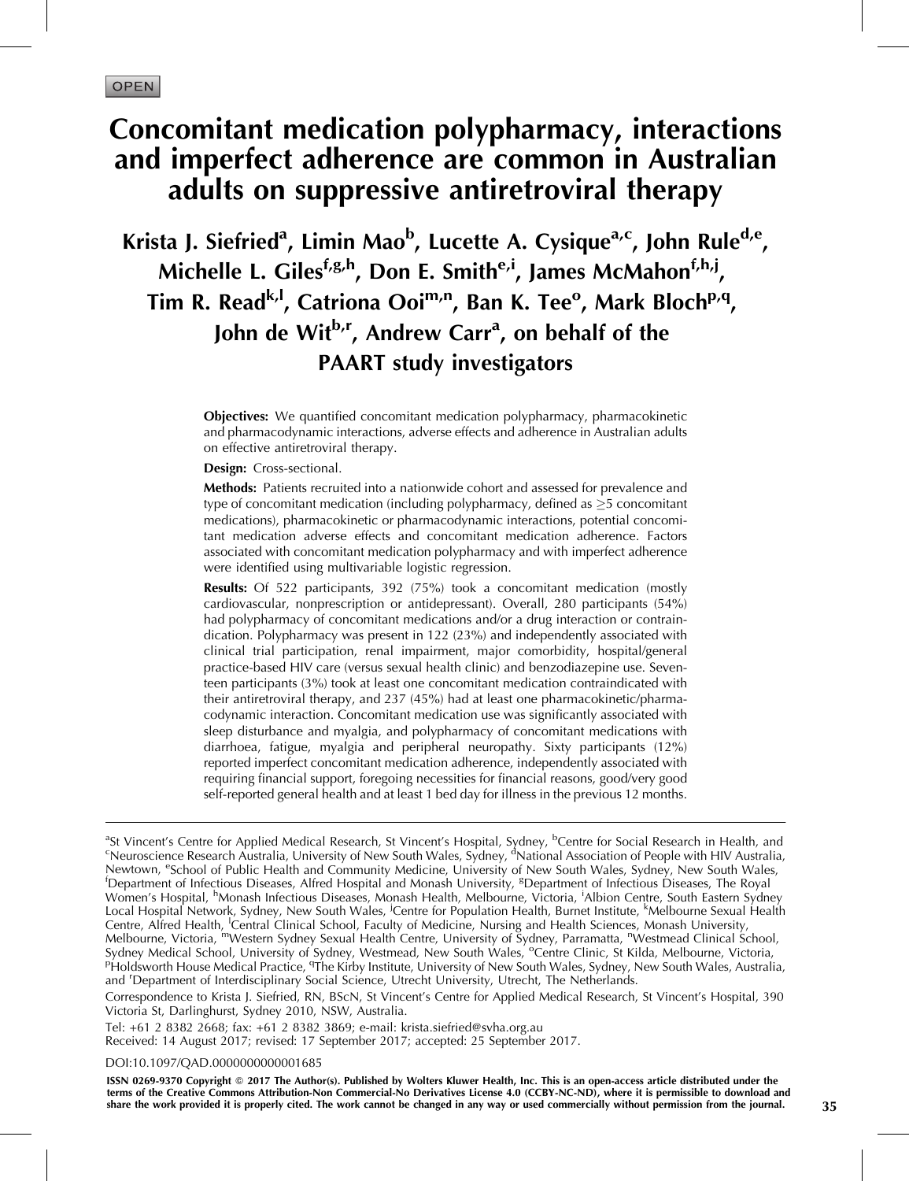OPEN

# Concomitant medication polypharmacy, interactions and imperfect adherence are common in Australian adults on suppressive antiretroviral therapy

**Krista J. Siefried[a], Limin Mao[b], Lucette A. Cysique[a,c], John Rule[d,e], Michelle L. Giles[f,g,h], Don E. Smith[e,i], James McMahon[f,h,j], Tim R. Read[k,l], Catriona Ooi[m,n], Ban K. Tee[o], Mark Bloch[p,q], John de Wit[b,r], Andrew Carr[a], on behalf of the PAART study investigators**

**Objectives:** We quantified concomitant medication polypharmacy, pharmacokinetic and pharmacodynamic interactions, adverse effects and adherence in Australian adults on effective antiretroviral therapy.

**Design:** Cross-sectional.

**Methods:** Patients recruited into a nationwide cohort and assessed for prevalence and type of concomitant medication (including polypharmacy, defined as $\geq$5 concomitant medications), pharmacokinetic or pharmacodynamic interactions, potential concomitant medication adverse effects and concomitant medication adherence. Factors associated with concomitant medication polypharmacy and with imperfect adherence were identified using multivariable logistic regression.

**Results:** Of 522 participants, 392 (75%) took a concomitant medication (mostly cardiovascular, nonprescription or antidepressant). Overall, 280 participants (54%) had polypharmacy of concomitant medications and/or a drug interaction or contraindication. Polypharmacy was present in 122 (23%) and independently associated with clinical trial participation, renal impairment, major comorbidity, hospital/general practice-based HIV care (versus sexual health clinic) and benzodiazepine use. Seventeen participants (3%) took at least one concomitant medication contraindicated with their antiretroviral therapy, and 237 (45%) had at least one pharmacokinetic/pharmacodynamic interaction. Concomitant medication use was significantly associated with sleep disturbance and myalgia, and polypharmacy of concomitant medications with diarrhoea, fatigue, myalgia and peripheral neuropathy. Sixty participants (12%) reported imperfect concomitant medication adherence, independently associated with requiring financial support, foregoing necessities for financial reasons, good/very good self-reported general health and at least 1 bed day for illness in the previous 12 months.

---

[a]St Vincent's Centre for Applied Medical Research, St Vincent's Hospital, Sydney, [b]Centre for Social Research in Health, and [c]Neuroscience Research Australia, University of New South Wales, Sydney, [d]National Association of People with HIV Australia, Newtown, [e]School of Public Health and Community Medicine, University of New South Wales, Sydney, New South Wales, [f]Department of Infectious Diseases, Alfred Hospital and Monash University, [g]Department of Infectious Diseases, The Royal Women's Hospital, [h]Monash Infectious Diseases, Monash Health, Melbourne, Victoria, [i]Albion Centre, South Eastern Sydney Local Hospital Network, Sydney, New South Wales, [j]Centre for Population Health, Burnet Institute, [k]Melbourne Sexual Health Centre, Alfred Health, [l]Central Clinical School, Faculty of Medicine, Nursing and Health Sciences, Monash University, Melbourne, Victoria, [m]Western Sydney Sexual Health Centre, University of Sydney, Parramatta, [n]Westmead Clinical School, Sydney Medical School, University of Sydney, Westmead, New South Wales, [o]Centre Clinic, St Kilda, Melbourne, Victoria, [p]Holdsworth House Medical Practice, [q]The Kirby Institute, University of New South Wales, Sydney, New South Wales, Australia, and [r]Department of Interdisciplinary Social Science, Utrecht University, Utrecht, The Netherlands.

Correspondence to Krista J. Siefried, RN, BScN, St Vincent's Centre for Applied Medical Research, St Vincent's Hospital, 390 Victoria St, Darlinghurst, Sydney 2010, NSW, Australia.

Tel: +61 2 8382 2668; fax: +61 2 8382 3869; e-mail: krista.siefried@svha.org.au

Received: 14 August 2017; revised: 17 September 2017; accepted: 25 September 2017.

DOI:10.1097/QAD.0000000000001685

ISSN 0269-9370 Copyright © 2017 The Author(s). Published by Wolters Kluwer Health, Inc. This is an open-access article distributed under the terms of the Creative Commons Attribution-Non Commercial-No Derivatives License 4.0 (CCBY-NC-ND), where it is permissible to download and share the work provided it is properly cited. The work cannot be changed in any way or used commercially without permission from the journal.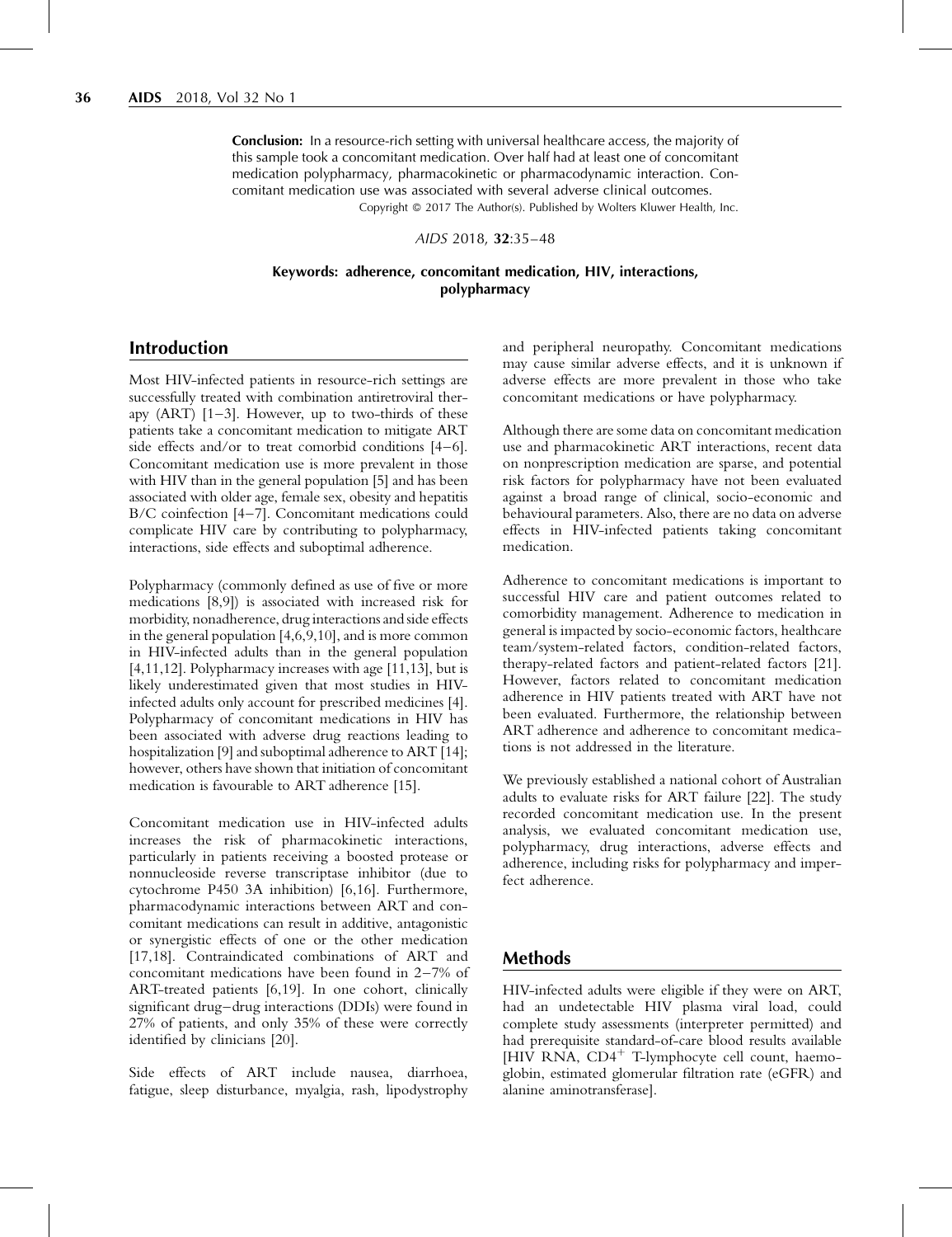**Conclusion:** In a resource-rich setting with universal healthcare access, the majority of this sample took a concomitant medication. Over half had at least one of concomitant medication polypharmacy, pharmacokinetic or pharmacodynamic interaction. Concomitant medication use was associated with several adverse clinical outcomes.

Copyright © 2017 The Author(s). Published by Wolters Kluwer Health, Inc.

**Keywords: adherence, concomitant medication, HIV, interactions, polypharmacy**

## Introduction

Most HIV-infected patients in resource-rich settings are successfully treated with combination antiretroviral therapy (ART) [1–3]. However, up to two-thirds of these patients take a concomitant medication to mitigate ART side effects and/or to treat comorbid conditions [4–6]. Concomitant medication use is more prevalent in those with HIV than in the general population [5] and has been associated with older age, female sex, obesity and hepatitis B/C coinfection [4–7]. Concomitant medications could complicate HIV care by contributing to polypharmacy, interactions, side effects and suboptimal adherence.

Polypharmacy (commonly defined as use of five or more medications [8,9]) is associated with increased risk for morbidity, nonadherence, drug interactions and side effects in the general population [4,6,9,10], and is more common in HIV-infected adults than in the general population [4,11,12]. Polypharmacy increases with age [11,13], but is likely underestimated given that most studies in HIV-infected adults only account for prescribed medicines [4]. Polypharmacy of concomitant medications in HIV has been associated with adverse drug reactions leading to hospitalization [9] and suboptimal adherence to ART [14]; however, others have shown that initiation of concomitant medication is favourable to ART adherence [15].

Concomitant medication use in HIV-infected adults increases the risk of pharmacokinetic interactions, particularly in patients receiving a boosted protease or nonnucleoside reverse transcriptase inhibitor (due to cytochrome P450 3A inhibition) [6,16]. Furthermore, pharmacodynamic interactions between ART and concomitant medications can result in additive, antagonistic or synergistic effects of one or the other medication [17,18]. Contraindicated combinations of ART and concomitant medications have been found in 2–7% of ART-treated patients [6,19]. In one cohort, clinically significant drug–drug interactions (DDIs) were found in 27% of patients, and only 35% of these were correctly identified by clinicians [20].

Side effects of ART include nausea, diarrhoea, fatigue, sleep disturbance, myalgia, rash, lipodystrophy and peripheral neuropathy. Concomitant medications may cause similar adverse effects, and it is unknown if adverse effects are more prevalent in those who take concomitant medications or have polypharmacy.

Although there are some data on concomitant medication use and pharmacokinetic ART interactions, recent data on nonprescription medication are sparse, and potential risk factors for polypharmacy have not been evaluated against a broad range of clinical, socio-economic and behavioural parameters. Also, there are no data on adverse effects in HIV-infected patients taking concomitant medication.

Adherence to concomitant medications is important to successful HIV care and patient outcomes related to comorbidity management. Adherence to medication in general is impacted by socio-economic factors, healthcare team/system-related factors, condition-related factors, therapy-related factors and patient-related factors [21]. However, factors related to concomitant medication adherence in HIV patients treated with ART have not been evaluated. Furthermore, the relationship between ART adherence and adherence to concomitant medications is not addressed in the literature.

We previously established a national cohort of Australian adults to evaluate risks for ART failure [22]. The study recorded concomitant medication use. In the present analysis, we evaluated concomitant medication use, polypharmacy, drug interactions, adverse effects and adherence, including risks for polypharmacy and imperfect adherence.

## Methods

HIV-infected adults were eligible if they were on ART, had an undetectable HIV plasma viral load, could complete study assessments (interpreter permitted) and had prerequisite standard-of-care blood results available [HIV RNA, $CD4^+$ T-lymphocyte cell count, haemoglobin, estimated glomerular filtration rate (eGFR) and alanine aminotransferase].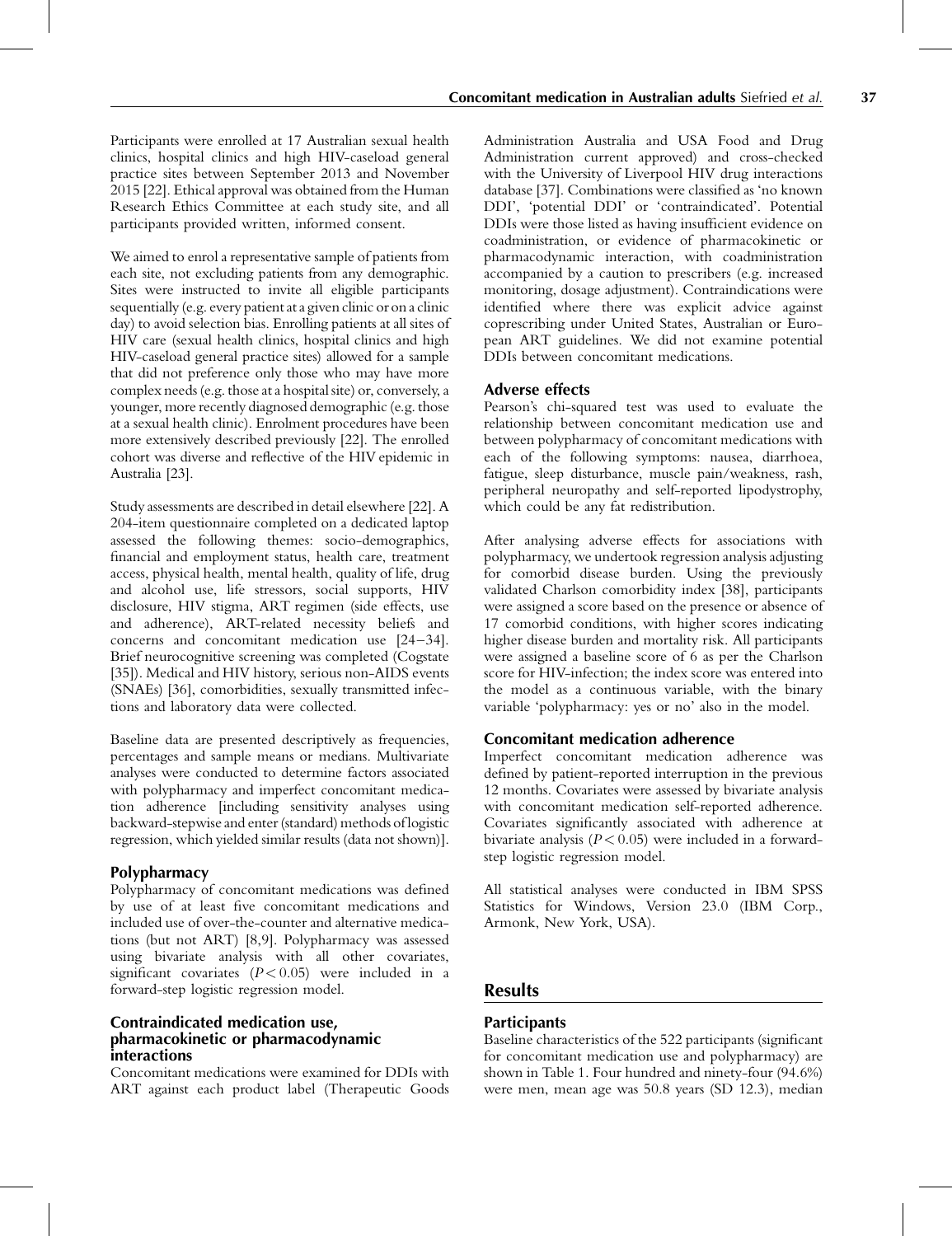Participants were enrolled at 17 Australian sexual health clinics, hospital clinics and high HIV-caseload general practice sites between September 2013 and November 2015 [22]. Ethical approval was obtained from the Human Research Ethics Committee at each study site, and all participants provided written, informed consent.

We aimed to enrol a representative sample of patients from each site, not excluding patients from any demographic. Sites were instructed to invite all eligible participants sequentially (e.g. every patient at a given clinic or on a clinic day) to avoid selection bias. Enrolling patients at all sites of HIV care (sexual health clinics, hospital clinics and high HIV-caseload general practice sites) allowed for a sample that did not preference only those who may have more complex needs (e.g. those at a hospital site) or, conversely, a younger, more recently diagnosed demographic (e.g. those at a sexual health clinic). Enrolment procedures have been more extensively described previously [22]. The enrolled cohort was diverse and reflective of the HIV epidemic in Australia [23].

Study assessments are described in detail elsewhere [22]. A 204-item questionnaire completed on a dedicated laptop assessed the following themes: socio-demographics, financial and employment status, health care, treatment access, physical health, mental health, quality of life, drug and alcohol use, life stressors, social supports, HIV disclosure, HIV stigma, ART regimen (side effects, use and adherence), ART-related necessity beliefs and concerns and concomitant medication use [24–34]. Brief neurocognitive screening was completed (Cogstate [35]). Medical and HIV history, serious non-AIDS events (SNAEs) [36], comorbidities, sexually transmitted infections and laboratory data were collected.

Baseline data are presented descriptively as frequencies, percentages and sample means or medians. Multivariate analyses were conducted to determine factors associated with polypharmacy and imperfect concomitant medication adherence [including sensitivity analyses using backward-stepwise and enter (standard) methods of logistic regression, which yielded similar results (data not shown)].

### Polypharmacy

Polypharmacy of concomitant medications was defined by use of at least five concomitant medications and included use of over-the-counter and alternative medications (but not ART) [8,9]. Polypharmacy was assessed using bivariate analysis with all other covariates, significant covariates ($P < 0.05$) were included in a forward-step logistic regression model.

### Contraindicated medication use, pharmacokinetic or pharmacodynamic interactions

Concomitant medications were examined for DDIs with ART against each product label (Therapeutic Goods Administration Australia and USA Food and Drug Administration current approved) and cross-checked with the University of Liverpool HIV drug interactions database [37]. Combinations were classified as 'no known DDI', 'potential DDI' or 'contraindicated'. Potential DDIs were those listed as having insufficient evidence on coadministration, or evidence of pharmacokinetic or pharmacodynamic interaction, with coadministration accompanied by a caution to prescribers (e.g. increased monitoring, dosage adjustment). Contraindications were identified where there was explicit advice against coprescribing under United States, Australian or European ART guidelines. We did not examine potential DDIs between concomitant medications.

### Adverse effects

Pearson's chi-squared test was used to evaluate the relationship between concomitant medication use and between polypharmacy of concomitant medications with each of the following symptoms: nausea, diarrhoea, fatigue, sleep disturbance, muscle pain/weakness, rash, peripheral neuropathy and self-reported lipodystrophy, which could be any fat redistribution.

After analysing adverse effects for associations with polypharmacy, we undertook regression analysis adjusting for comorbid disease burden. Using the previously validated Charlson comorbidity index [38], participants were assigned a score based on the presence or absence of 17 comorbid conditions, with higher scores indicating higher disease burden and mortality risk. All participants were assigned a baseline score of 6 as per the Charlson score for HIV-infection; the index score was entered into the model as a continuous variable, with the binary variable 'polypharmacy: yes or no' also in the model.

### Concomitant medication adherence

Imperfect concomitant medication adherence was defined by patient-reported interruption in the previous 12 months. Covariates were assessed by bivariate analysis with concomitant medication self-reported adherence. Covariates significantly associated with adherence at bivariate analysis ($P < 0.05$) were included in a forward-step logistic regression model.

All statistical analyses were conducted in IBM SPSS Statistics for Windows, Version 23.0 (IBM Corp., Armonk, New York, USA).

## Results

### Participants

Baseline characteristics of the 522 participants (significant for concomitant medication use and polypharmacy) are shown in Table 1. Four hundred and ninety-four (94.6%) were men, mean age was 50.8 years (SD 12.3), median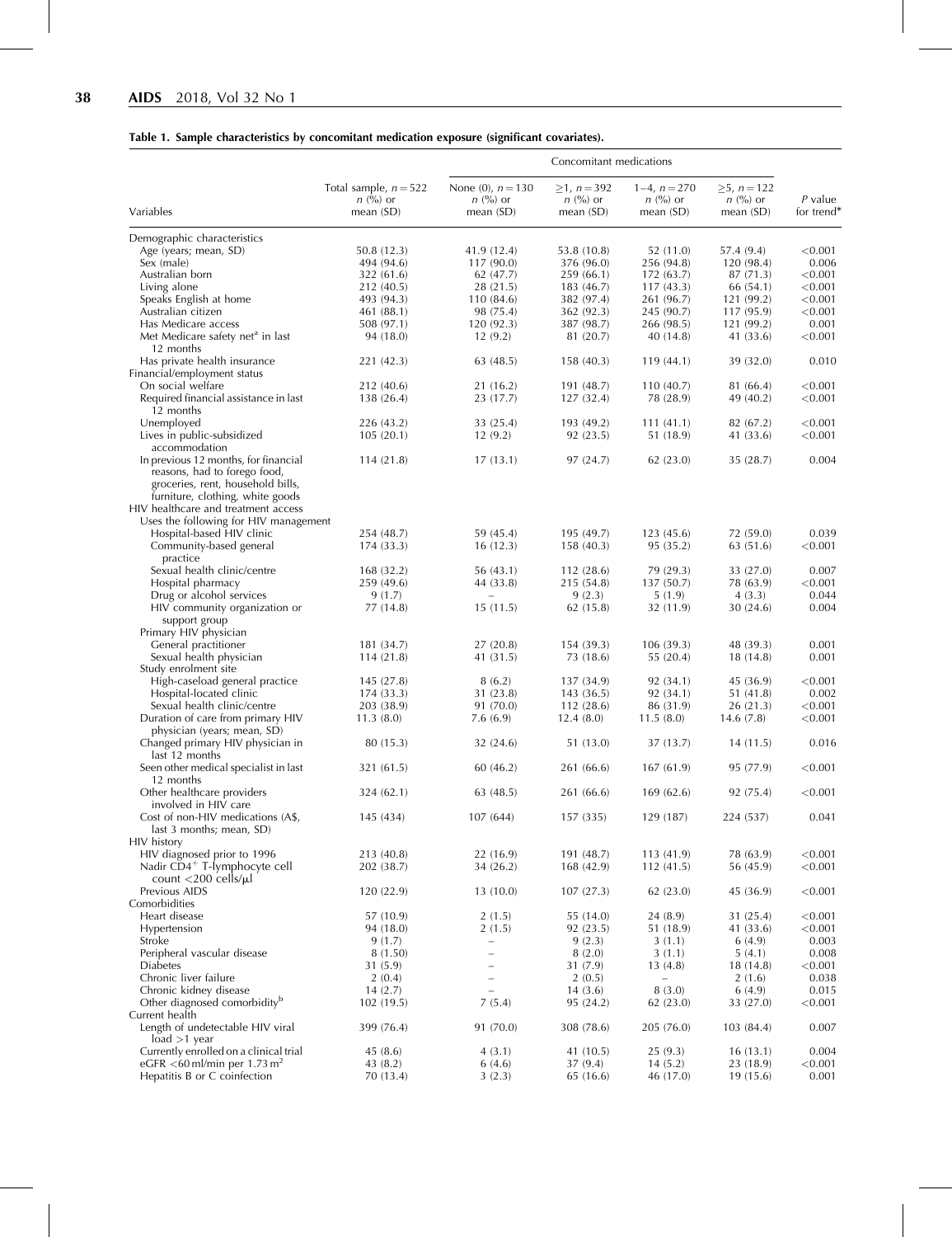**Table 1. Sample characteristics by concomitant medication exposure (significant covariates).**

| Variables | Total sample, $n = 522$ $n$ (%) or mean (SD) | Concomitant medications | | | | $P$ value for trend* |
|---|---|---|---|---|---|---|
| | | None (0), $n = 130$ $n$ (%) or mean (SD) | $\geq 1$, $n = 392$ $n$ (%) or mean (SD) | 1–4, $n = 270$ $n$ (%) or mean (SD) | $\geq 5$, $n = 122$ $n$ (%) or mean (SD) | |
| Demographic characteristics | | | | | | |
| Age (years; mean, SD) | 50.8 (12.3) | 41.9 (12.4) | 53.8 (10.8) | 52 (11.0) | 57.4 (9.4) | <0.001 |
| Sex (male) | 494 (94.6) | 117 (90.0) | 376 (96.0) | 256 (94.8) | 120 (98.4) | 0.006 |
| Australian born | 322 (61.6) | 62 (47.7) | 259 (66.1) | 172 (63.7) | 87 (71.3) | <0.001 |
| Living alone | 212 (40.5) | 28 (21.5) | 183 (46.7) | 117 (43.3) | 66 (54.1) | <0.001 |
| Speaks English at home | 493 (94.3) | 110 (84.6) | 382 (97.4) | 261 (96.7) | 121 (99.2) | <0.001 |
| Australian citizen | 461 (88.1) | 98 (75.4) | 362 (92.3) | 245 (90.7) | 117 (95.9) | <0.001 |
| Has Medicare access | 508 (97.1) | 120 (92.3) | 387 (98.7) | 266 (98.5) | 121 (99.2) | 0.001 |
| Met Medicare safety net[a] in last 12 months | 94 (18.0) | 12 (9.2) | 81 (20.7) | 40 (14.8) | 41 (33.6) | <0.001 |
| Has private health insurance | 221 (42.3) | 63 (48.5) | 158 (40.3) | 119 (44.1) | 39 (32.0) | 0.010 |
| Financial/employment status | | | | | | |
| On social welfare | 212 (40.6) | 21 (16.2) | 191 (48.7) | 110 (40.7) | 81 (66.4) | <0.001 |
| Required financial assistance in last 12 months | 138 (26.4) | 23 (17.7) | 127 (32.4) | 78 (28.9) | 49 (40.2) | <0.001 |
| Unemployed | 226 (43.2) | 33 (25.4) | 193 (49.2) | 111 (41.1) | 82 (67.2) | <0.001 |
| Lives in public-subsidized accommodation | 105 (20.1) | 12 (9.2) | 92 (23.5) | 51 (18.9) | 41 (33.6) | <0.001 |
| In previous 12 months, for financial reasons, had to forego food, groceries, rent, household bills, furniture, clothing, white goods | 114 (21.8) | 17 (13.1) | 97 (24.7) | 62 (23.0) | 35 (28.7) | 0.004 |
| HIV healthcare and treatment access | | | | | | |
| Uses the following for HIV management | | | | | | |
| Hospital-based HIV clinic | 254 (48.7) | 59 (45.4) | 195 (49.7) | 123 (45.6) | 72 (59.0) | 0.039 |
| Community-based general practice | 174 (33.3) | 16 (12.3) | 158 (40.3) | 95 (35.2) | 63 (51.6) | <0.001 |
| Sexual health clinic/centre | 168 (32.2) | 56 (43.1) | 112 (28.6) | 79 (29.3) | 33 (27.0) | 0.007 |
| Hospital pharmacy | 259 (49.6) | 44 (33.8) | 215 (54.8) | 137 (50.7) | 78 (63.9) | <0.001 |
| Drug or alcohol services | 9 (1.7) | – | 9 (2.3) | 5 (1.9) | 4 (3.3) | 0.044 |
| HIV community organization or support group | 77 (14.8) | 15 (11.5) | 62 (15.8) | 32 (11.9) | 30 (24.6) | 0.004 |
| Primary HIV physician | | | | | | |
| General practitioner | 181 (34.7) | 27 (20.8) | 154 (39.3) | 106 (39.3) | 48 (39.3) | 0.001 |
| Sexual health physician | 114 (21.8) | 41 (31.5) | 73 (18.6) | 55 (20.4) | 18 (14.8) | 0.001 |
| Study enrolment site | | | | | | |
| High-caseload general practice | 145 (27.8) | 8 (6.2) | 137 (34.9) | 92 (34.1) | 45 (36.9) | <0.001 |
| Hospital-located clinic | 174 (33.3) | 31 (23.8) | 143 (36.5) | 92 (34.1) | 51 (41.8) | 0.002 |
| Sexual health clinic/centre | 203 (38.9) | 91 (70.0) | 112 (28.6) | 86 (31.9) | 26 (21.3) | <0.001 |
| Duration of care from primary HIV physician (years; mean, SD) | 11.3 (8.0) | 7.6 (6.9) | 12.4 (8.0) | 11.5 (8.0) | 14.6 (7.8) | <0.001 |
| Changed primary HIV physician in last 12 months | 80 (15.3) | 32 (24.6) | 51 (13.0) | 37 (13.7) | 14 (11.5) | 0.016 |
| Seen other medical specialist in last 12 months | 321 (61.5) | 60 (46.2) | 261 (66.6) | 167 (61.9) | 95 (77.9) | <0.001 |
| Other healthcare providers involved in HIV care | 324 (62.1) | 63 (48.5) | 261 (66.6) | 169 (62.6) | 92 (75.4) | <0.001 |
| Cost of non-HIV medications (A$, last 3 months; mean, SD) | 145 (434) | 107 (644) | 157 (335) | 129 (187) | 224 (537) | 0.041 |
| HIV history | | | | | | |
| HIV diagnosed prior to 1996 | 213 (40.8) | 22 (16.9) | 191 (48.7) | 113 (41.9) | 78 (63.9) | <0.001 |
| Nadir $CD4^{+}$ T-lymphocyte cell count <200 cells/μl | 202 (38.7) | 34 (26.2) | 168 (42.9) | 112 (41.5) | 56 (45.9) | <0.001 |
| Previous AIDS | 120 (22.9) | 13 (10.0) | 107 (27.3) | 62 (23.0) | 45 (36.9) | <0.001 |
| Comorbidities | | | | | | |
| Heart disease | 57 (10.9) | 2 (1.5) | 55 (14.0) | 24 (8.9) | 31 (25.4) | <0.001 |
| Hypertension | 94 (18.0) | 2 (1.5) | 92 (23.5) | 51 (18.9) | 41 (33.6) | <0.001 |
| Stroke | 9 (1.7) | – | 9 (2.3) | 3 (1.1) | 6 (4.9) | 0.003 |
| Peripheral vascular disease | 8 (1.50) | – | 8 (2.0) | 3 (1.1) | 5 (4.1) | 0.008 |
| Diabetes | 31 (5.9) | – | 31 (7.9) | 13 (4.8) | 18 (14.8) | <0.001 |
| Chronic liver failure | 2 (0.4) | – | 2 (0.5) | – | 2 (1.6) | 0.038 |
| Chronic kidney disease | 14 (2.7) | – | 14 (3.6) | 8 (3.0) | 6 (4.9) | 0.015 |
| Other diagnosed comorbidity[b] | 102 (19.5) | 7 (5.4) | 95 (24.2) | 62 (23.0) | 33 (27.0) | <0.001 |
| Current health | | | | | | |
| Length of undetectable HIV viral load >1 year | 399 (76.4) | 91 (70.0) | 308 (78.6) | 205 (76.0) | 103 (84.4) | 0.007 |
| Currently enrolled on a clinical trial | 45 (8.6) | 4 (3.1) | 41 (10.5) | 25 (9.3) | 16 (13.1) | 0.004 |
| eGFR <60 ml/min per 1.73 $m^2$ | 43 (8.2) | 6 (4.6) | 37 (9.4) | 14 (5.2) | 23 (18.9) | <0.001 |
| Hepatitis B or C coinfection | 70 (13.4) | 3 (2.3) | 65 (16.6) | 46 (17.0) | 19 (15.6) | 0.001 |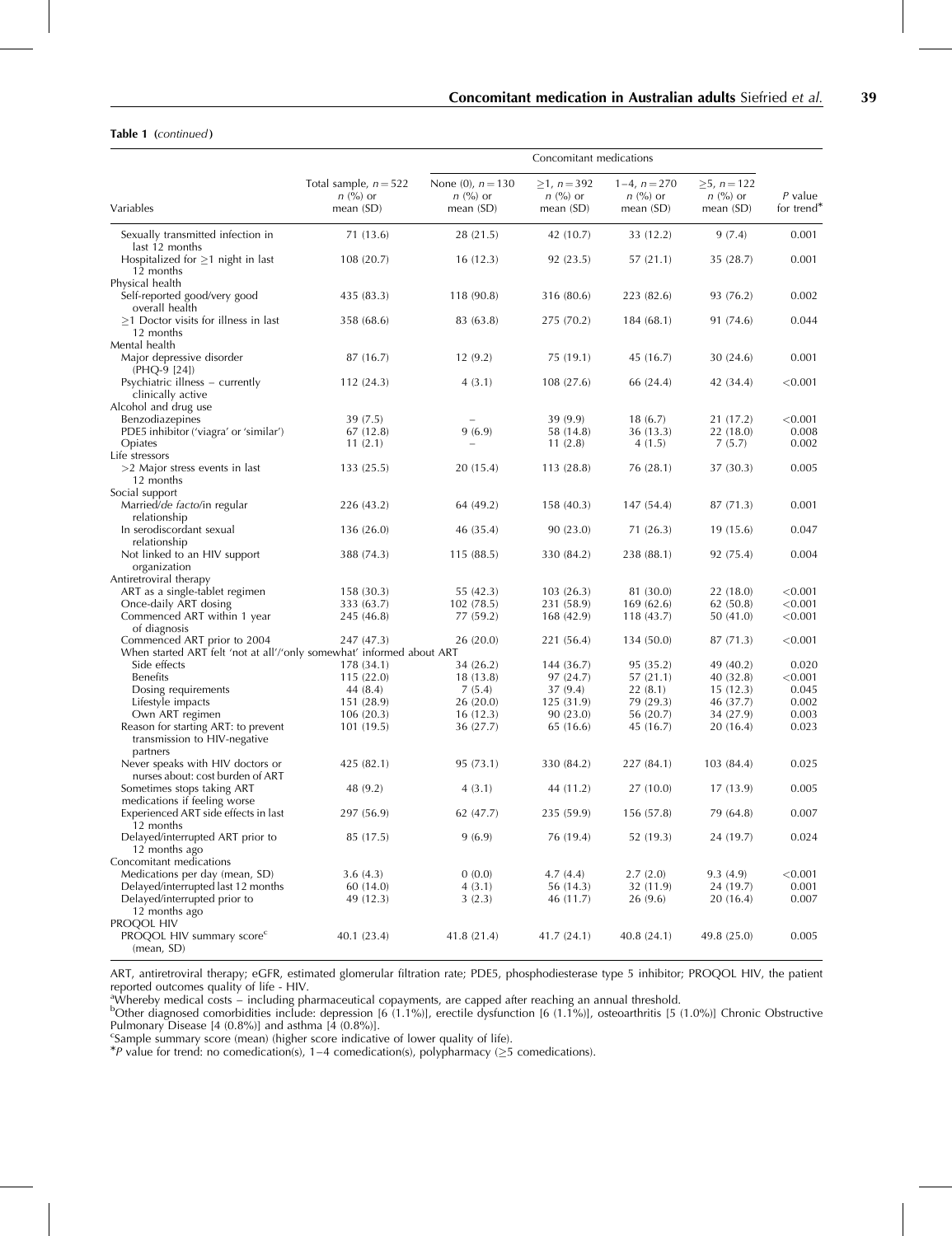**Table 1** (*continued*)

| Variables | Total sample, $n = 522$ n (%) or mean (SD) | Concomitant medications | | | | P value for trend* |
|---|---|---|---|---|---|---|
| | | None (0), $n = 130$ n (%) or mean (SD) | ≥1, $n = 392$ n (%) or mean (SD) | 1–4, $n = 270$ n (%) or mean (SD) | ≥5, $n = 122$ n (%) or mean (SD) | |
| Sexually transmitted infection in last 12 months | 71 (13.6) | 28 (21.5) | 42 (10.7) | 33 (12.2) | 9 (7.4) | 0.001 |
| Hospitalized for ≥1 night in last 12 months | 108 (20.7) | 16 (12.3) | 92 (23.5) | 57 (21.1) | 35 (28.7) | 0.001 |
| Physical health | | | | | | |
| Self-reported good/very good overall health | 435 (83.3) | 118 (90.8) | 316 (80.6) | 223 (82.6) | 93 (76.2) | 0.002 |
| ≥1 Doctor visits for illness in last 12 months | 358 (68.6) | 83 (63.8) | 275 (70.2) | 184 (68.1) | 91 (74.6) | 0.044 |
| Mental health | | | | | | |
| Major depressive disorder (PHQ-9 [24]) | 87 (16.7) | 12 (9.2) | 75 (19.1) | 45 (16.7) | 30 (24.6) | 0.001 |
| Psychiatric illness – currently clinically active | 112 (24.3) | 4 (3.1) | 108 (27.6) | 66 (24.4) | 42 (34.4) | <0.001 |
| Alcohol and drug use | | | | | | |
| Benzodiazepines | 39 (7.5) | – | 39 (9.9) | 18 (6.7) | 21 (17.2) | <0.001 |
| PDE5 inhibitor ('viagra' or 'similar') | 67 (12.8) | 9 (6.9) | 58 (14.8) | 36 (13.3) | 22 (18.0) | 0.008 |
| Opiates | 11 (2.1) | – | 11 (2.8) | 4 (1.5) | 7 (5.7) | 0.002 |
| Life stressors | | | | | | |
| >2 Major stress events in last 12 months | 133 (25.5) | 20 (15.4) | 113 (28.8) | 76 (28.1) | 37 (30.3) | 0.005 |
| Social support | | | | | | |
| Married/*de facto*/in regular relationship | 226 (43.2) | 64 (49.2) | 158 (40.3) | 147 (54.4) | 87 (71.3) | 0.001 |
| In serodiscordant sexual relationship | 136 (26.0) | 46 (35.4) | 90 (23.0) | 71 (26.3) | 19 (15.6) | 0.047 |
| Not linked to an HIV support organization | 388 (74.3) | 115 (88.5) | 330 (84.2) | 238 (88.1) | 92 (75.4) | 0.004 |
| Antiretroviral therapy | | | | | | |
| ART as a single-tablet regimen | 158 (30.3) | 55 (42.3) | 103 (26.3) | 81 (30.0) | 22 (18.0) | <0.001 |
| Once-daily ART dosing | 333 (63.7) | 102 (78.5) | 231 (58.9) | 169 (62.6) | 62 (50.8) | <0.001 |
| Commenced ART within 1 year of diagnosis | 245 (46.8) | 77 (59.2) | 168 (42.9) | 118 (43.7) | 50 (41.0) | <0.001 |
| Commenced ART prior to 2004 | 247 (47.3) | 26 (20.0) | 221 (56.4) | 134 (50.0) | 87 (71.3) | <0.001 |
| When started ART felt 'not at all'/'only somewhat' informed about ART | | | | | | |
| Side effects | 178 (34.1) | 34 (26.2) | 144 (36.7) | 95 (35.2) | 49 (40.2) | 0.020 |
| Benefits | 115 (22.0) | 18 (13.8) | 97 (24.7) | 57 (21.1) | 40 (32.8) | <0.001 |
| Dosing requirements | 44 (8.4) | 7 (5.4) | 37 (9.4) | 22 (8.1) | 15 (12.3) | 0.045 |
| Lifestyle impacts | 151 (28.9) | 26 (20.0) | 125 (31.9) | 79 (29.3) | 46 (37.7) | 0.002 |
| Own ART regimen | 106 (20.3) | 16 (12.3) | 90 (23.0) | 56 (20.7) | 34 (27.9) | 0.003 |
| Reason for starting ART: to prevent transmission to HIV-negative partners | 101 (19.5) | 36 (27.7) | 65 (16.6) | 45 (16.7) | 20 (16.4) | 0.023 |
| Never speaks with HIV doctors or nurses about: cost burden of ART | 425 (82.1) | 95 (73.1) | 330 (84.2) | 227 (84.1) | 103 (84.4) | 0.025 |
| Sometimes stops taking ART medications if feeling worse | 48 (9.2) | 4 (3.1) | 44 (11.2) | 27 (10.0) | 17 (13.9) | 0.005 |
| Experienced ART side effects in last 12 months | 297 (56.9) | 62 (47.7) | 235 (59.9) | 156 (57.8) | 79 (64.8) | 0.007 |
| Delayed/interrupted ART prior to 12 months ago | 85 (17.5) | 9 (6.9) | 76 (19.4) | 52 (19.3) | 24 (19.7) | 0.024 |
| Concomitant medications | | | | | | |
| Medications per day (mean, SD) | 3.6 (4.3) | 0 (0.0) | 4.7 (4.4) | 2.7 (2.0) | 9.3 (4.9) | <0.001 |
| Delayed/interrupted last 12 months | 60 (14.0) | 4 (3.1) | 56 (14.3) | 32 (11.9) | 24 (19.7) | 0.001 |
| Delayed/interrupted prior to 12 months ago | 49 (12.3) | 3 (2.3) | 46 (11.7) | 26 (9.6) | 20 (16.4) | 0.007 |
| PROQOL HIV | | | | | | |
| PROQOL HIV summary score[c] (mean, SD) | 40.1 (23.4) | 41.8 (21.4) | 41.7 (24.1) | 40.8 (24.1) | 49.8 (25.0) | 0.005 |

ART, antiretroviral therapy; eGFR, estimated glomerular filtration rate; PDE5, phosphodiesterase type 5 inhibitor; PROQOL HIV, the patient reported outcomes quality of life - HIV.

[a]Whereby medical costs – including pharmaceutical copayments, are capped after reaching an annual threshold.

[b]Other diagnosed comorbidities include: depression [6 (1.1%)], erectile dysfunction [6 (1.1%)], osteoarthritis [5 (1.0%)] Chronic Obstructive Pulmonary Disease [4 (0.8%)] and asthma [4 (0.8%)].

[c]Sample summary score (mean) (higher score indicative of lower quality of life).

*P value for trend: no comedication(s), 1–4 comedication(s), polypharmacy (≥5 comedications).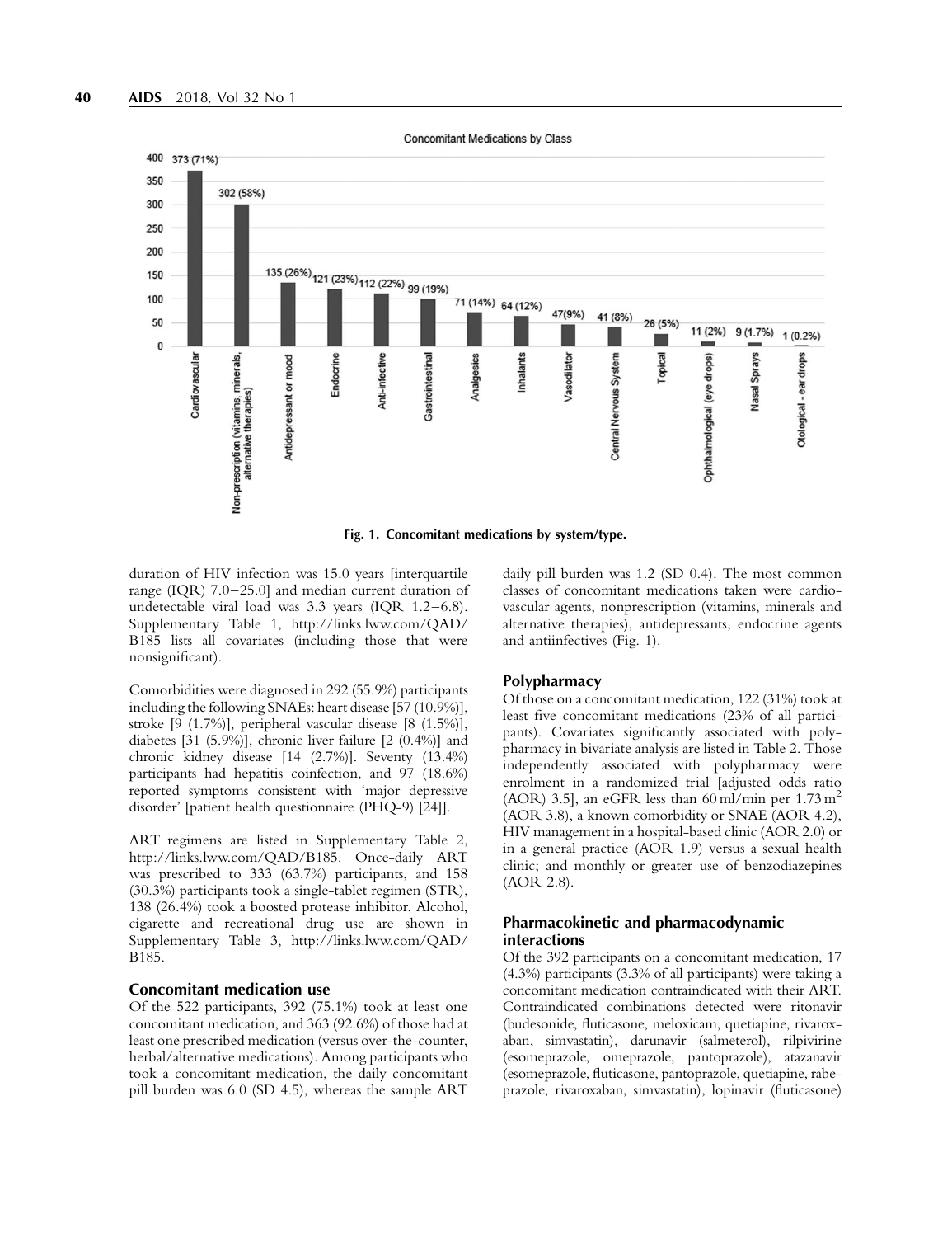Fig. 1. Concomitant medications by system/type.

duration of HIV infection was 15.0 years [interquartile range (IQR) 7.0–25.0] and median current duration of undetectable viral load was 3.3 years (IQR 1.2–6.8). Supplementary Table 1, http://links.lww.com/QAD/B185 lists all covariates (including those that were nonsignificant).

Comorbidities were diagnosed in 292 (55.9%) participants including the following SNAEs: heart disease [57 (10.9%)], stroke [9 (1.7%)], peripheral vascular disease [8 (1.5%)], diabetes [31 (5.9%)], chronic liver failure [2 (0.4%)] and chronic kidney disease [14 (2.7%)]. Seventy (13.4%) participants had hepatitis coinfection, and 97 (18.6%) reported symptoms consistent with 'major depressive disorder' [patient health questionnaire (PHQ-9) [24]].

ART regimens are listed in Supplementary Table 2, http://links.lww.com/QAD/B185. Once-daily ART was prescribed to 333 (63.7%) participants, and 158 (30.3%) participants took a single-tablet regimen (STR), 138 (26.4%) took a boosted protease inhibitor. Alcohol, cigarette and recreational drug use are shown in Supplementary Table 3, http://links.lww.com/QAD/B185.

### Concomitant medication use

Of the 522 participants, 392 (75.1%) took at least one concomitant medication, and 363 (92.6%) of those had at least one prescribed medication (versus over-the-counter, herbal/alternative medications). Among participants who took a concomitant medication, the daily concomitant pill burden was 6.0 (SD 4.5), whereas the sample ART daily pill burden was 1.2 (SD 0.4). The most common classes of concomitant medications taken were cardiovascular agents, nonprescription (vitamins, minerals and alternative therapies), antidepressants, endocrine agents and antiinfectives (Fig. 1).

### Polypharmacy

Of those on a concomitant medication, 122 (31%) took at least five concomitant medications (23% of all participants). Covariates significantly associated with polypharmacy in bivariate analysis are listed in Table 2. Those independently associated with polypharmacy were enrolment in a randomized trial [adjusted odds ratio (AOR) 3.5], an eGFR less than 60 ml/min per 1.73 $m^2$ (AOR 3.8), a known comorbidity or SNAE (AOR 4.2), HIV management in a hospital-based clinic (AOR 2.0) or in a general practice (AOR 1.9) versus a sexual health clinic; and monthly or greater use of benzodiazepines (AOR 2.8).

### Pharmacokinetic and pharmacodynamic interactions

Of the 392 participants on a concomitant medication, 17 (4.3%) participants (3.3% of all participants) were taking a concomitant medication contraindicated with their ART. Contraindicated combinations detected were ritonavir (budesonide, fluticasone, meloxicam, quetiapine, rivaroxaban, simvastatin), darunavir (salmeterol), rilpivirine (esomeprazole, omeprazole, pantoprazole), atazanavir (esomeprazole, fluticasone, pantoprazole, quetiapine, rabeprazole, rivaroxaban, simvastatin), lopinavir (fluticasone)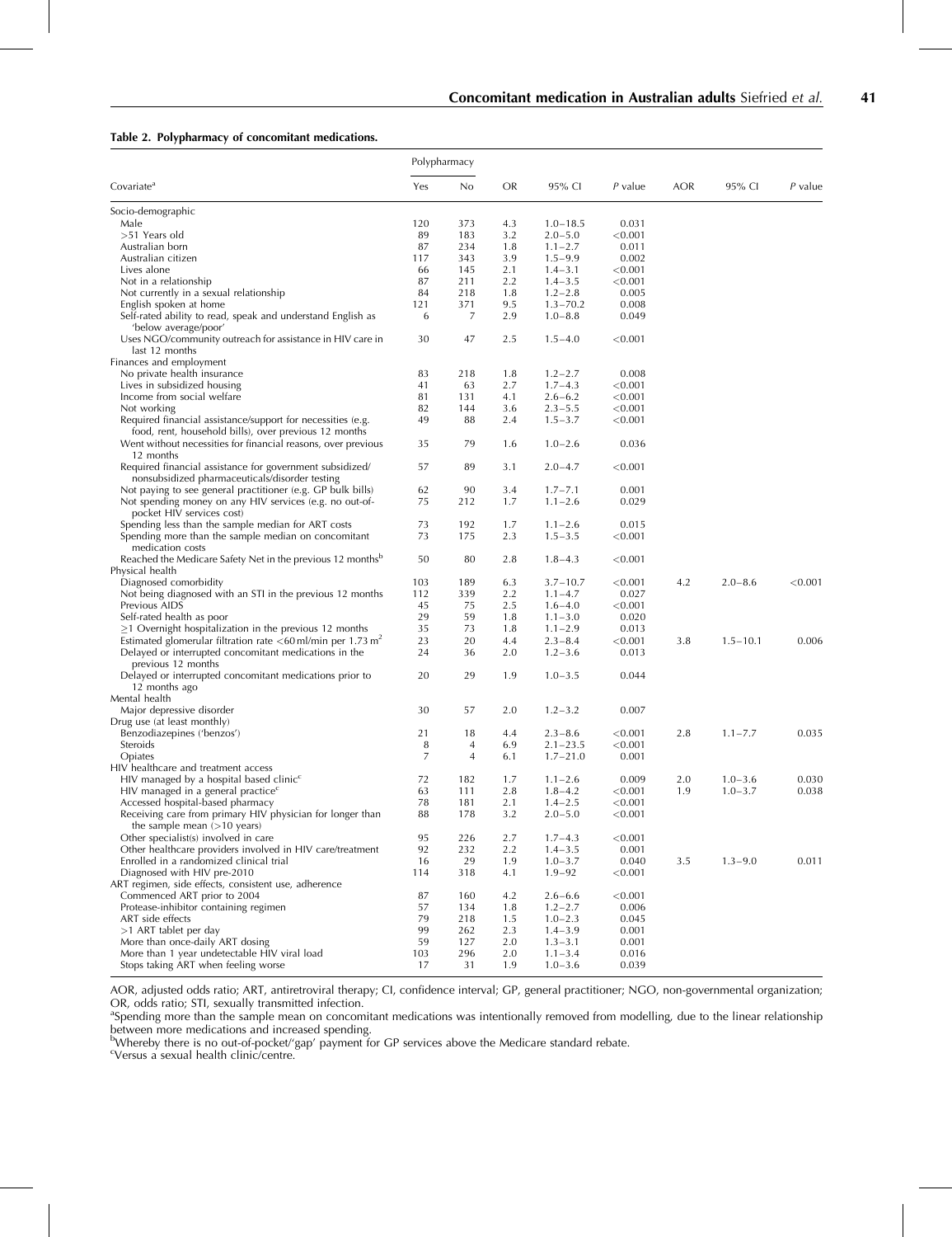**Table 2. Polypharmacy of concomitant medications.**

| Covariate[a] | Polypharmacy | | OR | 95% CI | *P* value | AOR | 95% CI | *P* value |
|---|---|---|---|---|---|---|---|---|
| | Yes | No | | | | | | |
| Socio-demographic | | | | | | | | |
| Male | 120 | 373 | 4.3 | 1.0–18.5 | 0.031 | | | |
| >51 Years old | 89 | 183 | 3.2 | 2.0–5.0 | <0.001 | | | |
| Australian born | 87 | 234 | 1.8 | 1.1–2.7 | 0.011 | | | |
| Australian citizen | 117 | 343 | 3.9 | 1.5–9.9 | 0.002 | | | |
| Lives alone | 66 | 145 | 2.1 | 1.4–3.1 | <0.001 | | | |
| Not in a relationship | 87 | 211 | 2.2 | 1.4–3.5 | <0.001 | | | |
| Not currently in a sexual relationship | 84 | 218 | 1.8 | 1.2–2.8 | 0.005 | | | |
| English spoken at home | 121 | 371 | 9.5 | 1.3–70.2 | 0.008 | | | |
| Self-rated ability to read, speak and understand English as 'below average/poor' | 6 | 7 | 2.9 | 1.0–8.8 | 0.049 | | | |
| Uses NGO/community outreach for assistance in HIV care in last 12 months | 30 | 47 | 2.5 | 1.5–4.0 | <0.001 | | | |
| Finances and employment | | | | | | | | |
| No private health insurance | 83 | 218 | 1.8 | 1.2–2.7 | 0.008 | | | |
| Lives in subsidized housing | 41 | 63 | 2.7 | 1.7–4.3 | <0.001 | | | |
| Income from social welfare | 81 | 131 | 4.1 | 2.6–6.2 | <0.001 | | | |
| Not working | 82 | 144 | 3.6 | 2.3–5.5 | <0.001 | | | |
| Required financial assistance/support for necessities (e.g. food, rent, household bills), over previous 12 months | 49 | 88 | 2.4 | 1.5–3.7 | <0.001 | | | |
| Went without necessities for financial reasons, over previous 12 months | 35 | 79 | 1.6 | 1.0–2.6 | 0.036 | | | |
| Required financial assistance for government subsidized/ nonsubsidized pharmaceuticals/disorder testing | 57 | 89 | 3.1 | 2.0–4.7 | <0.001 | | | |
| Not paying to see general practitioner (e.g. GP bulk bills) | 62 | 90 | 3.4 | 1.7–7.1 | 0.001 | | | |
| Not spending money on any HIV services (e.g. no out-of-pocket HIV services cost) | 75 | 212 | 1.7 | 1.1–2.6 | 0.029 | | | |
| Spending less than the sample median for ART costs | 73 | 192 | 1.7 | 1.1–2.6 | 0.015 | | | |
| Spending more than the sample median on concomitant medication costs | 73 | 175 | 2.3 | 1.5–3.5 | <0.001 | | | |
| Reached the Medicare Safety Net in the previous 12 months[b] | 50 | 80 | 2.8 | 1.8–4.3 | <0.001 | | | |
| Physical health | | | | | | | | |
| Diagnosed comorbidity | 103 | 189 | 6.3 | 3.7–10.7 | <0.001 | 4.2 | 2.0–8.6 | <0.001 |
| Not being diagnosed with an STI in the previous 12 months | 112 | 339 | 2.2 | 1.1–4.7 | 0.027 | | | |
| Previous AIDS | 45 | 75 | 2.5 | 1.6–4.0 | <0.001 | | | |
| Self-rated health as poor | 29 | 59 | 1.8 | 1.1–3.0 | 0.020 | | | |
| ≥1 Overnight hospitalization in the previous 12 months | 35 | 73 | 1.8 | 1.1–2.9 | 0.013 | | | |
| Estimated glomerular filtration rate <60 ml/min per 1.73 $m^2$ | 23 | 20 | 4.4 | 2.3–8.4 | <0.001 | 3.8 | 1.5–10.1 | 0.006 |
| Delayed or interrupted concomitant medications in the previous 12 months | 24 | 36 | 2.0 | 1.2–3.6 | 0.013 | | | |
| Delayed or interrupted concomitant medications prior to 12 months ago | 20 | 29 | 1.9 | 1.0–3.5 | 0.044 | | | |
| Mental health | | | | | | | | |
| Major depressive disorder | 30 | 57 | 2.0 | 1.2–3.2 | 0.007 | | | |
| Drug use (at least monthly) | | | | | | | | |
| Benzodiazepines ('benzos') | 21 | 18 | 4.4 | 2.3–8.6 | <0.001 | 2.8 | 1.1–7.7 | 0.035 |
| Steroids | 8 | 4 | 6.9 | 2.1–23.5 | <0.001 | | | |
| Opiates | 7 | 4 | 6.1 | 1.7–21.0 | 0.001 | | | |
| HIV healthcare and treatment access | | | | | | | | |
| HIV managed by a hospital based clinic[c] | 72 | 182 | 1.7 | 1.1–2.6 | 0.009 | 2.0 | 1.0–3.6 | 0.030 |
| HIV managed in a general practice[c] | 63 | 111 | 2.8 | 1.8–4.2 | <0.001 | 1.9 | 1.0–3.7 | 0.038 |
| Accessed hospital-based pharmacy | 78 | 181 | 2.1 | 1.4–2.5 | <0.001 | | | |
| Receiving care from primary HIV physician for longer than the sample mean (>10 years) | 88 | 178 | 3.2 | 2.0–5.0 | <0.001 | | | |
| Other specialist(s) involved in care | 95 | 226 | 2.7 | 1.7–4.3 | <0.001 | | | |
| Other healthcare providers involved in HIV care/treatment | 92 | 232 | 2.2 | 1.4–3.5 | 0.001 | | | |
| Enrolled in a randomized clinical trial | 16 | 29 | 1.9 | 1.0–3.7 | 0.040 | 3.5 | 1.3–9.0 | 0.011 |
| Diagnosed with HIV pre-2010 | 114 | 318 | 4.1 | 1.9–92 | <0.001 | | | |
| ART regimen, side effects, consistent use, adherence | | | | | | | | |
| Commenced ART prior to 2004 | 87 | 160 | 4.2 | 2.6–6.6 | <0.001 | | | |
| Protease-inhibitor containing regimen | 57 | 134 | 1.8 | 1.2–2.7 | 0.006 | | | |
| ART side effects | 79 | 218 | 1.5 | 1.0–2.3 | 0.045 | | | |
| >1 ART tablet per day | 99 | 262 | 2.3 | 1.4–3.9 | 0.001 | | | |
| More than once-daily ART dosing | 59 | 127 | 2.0 | 1.3–3.1 | 0.001 | | | |
| More than 1 year undetectable HIV viral load | 103 | 296 | 2.0 | 1.1–3.4 | 0.016 | | | |
| Stops taking ART when feeling worse | 17 | 31 | 1.9 | 1.0–3.6 | 0.039 | | | |

AOR, adjusted odds ratio; ART, antiretroviral therapy; CI, confidence interval; GP, general practitioner; NGO, non-governmental organization; OR, odds ratio; STI, sexually transmitted infection.
[a]Spending more than the sample mean on concomitant medications was intentionally removed from modelling, due to the linear relationship between more medications and increased spending.
[b]Whereby there is no out-of-pocket/'gap' payment for GP services above the Medicare standard rebate.
[c]Versus a sexual health clinic/centre.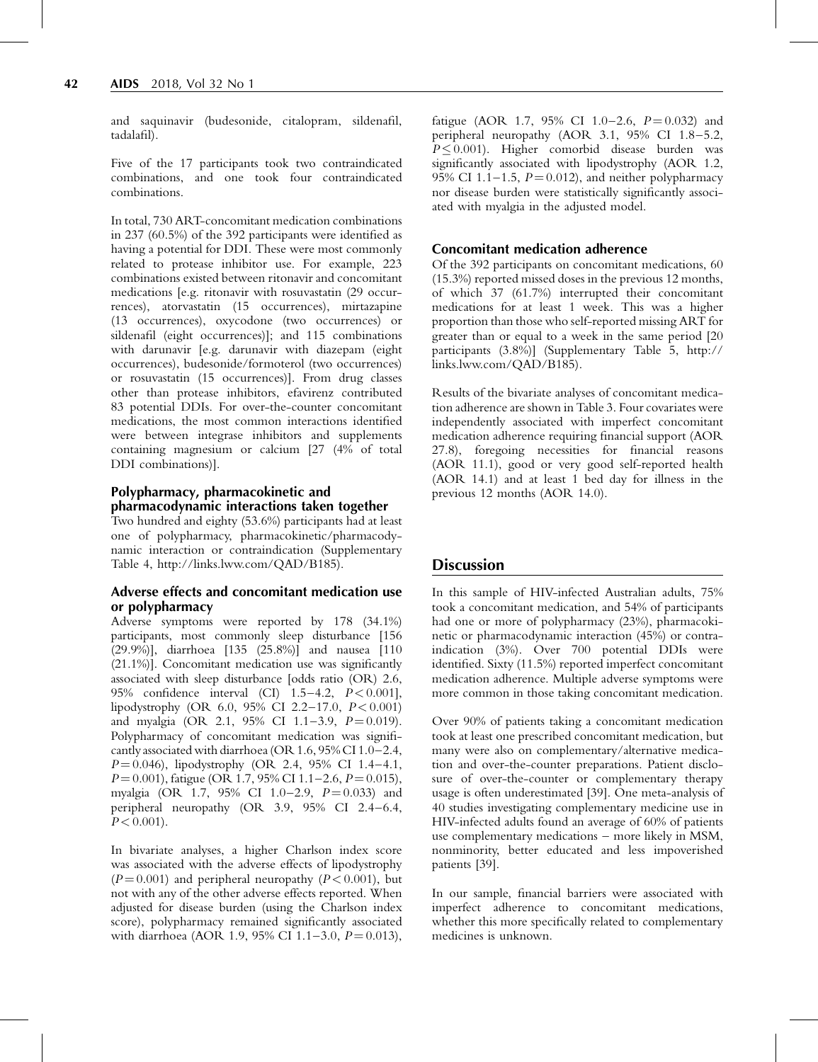and saquinavir (budesonide, citalopram, sildenafil, tadalafil).

Five of the 17 participants took two contraindicated combinations, and one took four contraindicated combinations.

In total, 730 ART-concomitant medication combinations in 237 (60.5%) of the 392 participants were identified as having a potential for DDI. These were most commonly related to protease inhibitor use. For example, 223 combinations existed between ritonavir and concomitant medications [e.g. ritonavir with rosuvastatin (29 occurrences), atorvastatin (15 occurrences), mirtazapine (13 occurrences), oxycodone (two occurrences) or sildenafil (eight occurrences)]; and 115 combinations with darunavir [e.g. darunavir with diazepam (eight occurrences), budesonide/formoterol (two occurrences) or rosuvastatin (15 occurrences)]. From drug classes other than protease inhibitors, efavirenz contributed 83 potential DDIs. For over-the-counter concomitant medications, the most common interactions identified were between integrase inhibitors and supplements containing magnesium or calcium [27 (4% of total DDI combinations)].

### Polypharmacy, pharmacokinetic and pharmacodynamic interactions taken together

Two hundred and eighty (53.6%) participants had at least one of polypharmacy, pharmacokinetic/pharmacodynamic interaction or contraindication (Supplementary Table 4, http://links.lww.com/QAD/B185).

### Adverse effects and concomitant medication use or polypharmacy

Adverse symptoms were reported by 178 (34.1%) participants, most commonly sleep disturbance [156 (29.9%)], diarrhoea [135 (25.8%)] and nausea [110 (21.1%)]. Concomitant medication use was significantly associated with sleep disturbance [odds ratio (OR) 2.6, 95% confidence interval (CI) 1.5–4.2, $P < 0.001$], lipodystrophy (OR 6.0, 95% CI 2.2–17.0, $P < 0.001$) and myalgia (OR 2.1, 95% CI 1.1–3.9, $P = 0.019$). Polypharmacy of concomitant medication was significantly associated with diarrhoea (OR 1.6, 95% CI 1.0–2.4, $P = 0.046$), lipodystrophy (OR 2.4, 95% CI 1.4–4.1, $P = 0.001$), fatigue (OR 1.7, 95% CI 1.1–2.6, $P = 0.015$), myalgia (OR 1.7, 95% CI 1.0–2.9, $P = 0.033$) and peripheral neuropathy (OR 3.9, 95% CI 2.4–6.4, $P < 0.001$).

In bivariate analyses, a higher Charlson index score was associated with the adverse effects of lipodystrophy ($P = 0.001$) and peripheral neuropathy ($P < 0.001$), but not with any of the other adverse effects reported. When adjusted for disease burden (using the Charlson index score), polypharmacy remained significantly associated with diarrhoea (AOR 1.9, 95% CI 1.1–3.0, $P = 0.013$), fatigue (AOR 1.7, 95% CI 1.0–2.6, $P = 0.032$) and peripheral neuropathy (AOR 3.1, 95% CI 1.8–5.2, $P \leq 0.001$). Higher comorbid disease burden was significantly associated with lipodystrophy (AOR 1.2, 95% CI 1.1–1.5, $P = 0.012$), and neither polypharmacy nor disease burden were statistically significantly associated with myalgia in the adjusted model.

### Concomitant medication adherence

Of the 392 participants on concomitant medications, 60 (15.3%) reported missed doses in the previous 12 months, of which 37 (61.7%) interrupted their concomitant medications for at least 1 week. This was a higher proportion than those who self-reported missing ART for greater than or equal to a week in the same period [20 participants (3.8%)] (Supplementary Table 5, http://links.lww.com/QAD/B185).

Results of the bivariate analyses of concomitant medication adherence are shown in Table 3. Four covariates were independently associated with imperfect concomitant medication adherence requiring financial support (AOR 27.8), foregoing necessities for financial reasons (AOR 11.1), good or very good self-reported health (AOR 14.1) and at least 1 bed day for illness in the previous 12 months (AOR 14.0).

## Discussion

In this sample of HIV-infected Australian adults, 75% took a concomitant medication, and 54% of participants had one or more of polypharmacy (23%), pharmacokinetic or pharmacodynamic interaction (45%) or contraindication (3%). Over 700 potential DDIs were identified. Sixty (11.5%) reported imperfect concomitant medication adherence. Multiple adverse symptoms were more common in those taking concomitant medication.

Over 90% of patients taking a concomitant medication took at least one prescribed concomitant medication, but many were also on complementary/alternative medication and over-the-counter preparations. Patient disclosure of over-the-counter or complementary therapy usage is often underestimated [39]. One meta-analysis of 40 studies investigating complementary medicine use in HIV-infected adults found an average of 60% of patients use complementary medications – more likely in MSM, nonminority, better educated and less impoverished patients [39].

In our sample, financial barriers were associated with imperfect adherence to concomitant medications, whether this more specifically related to complementary medicines is unknown.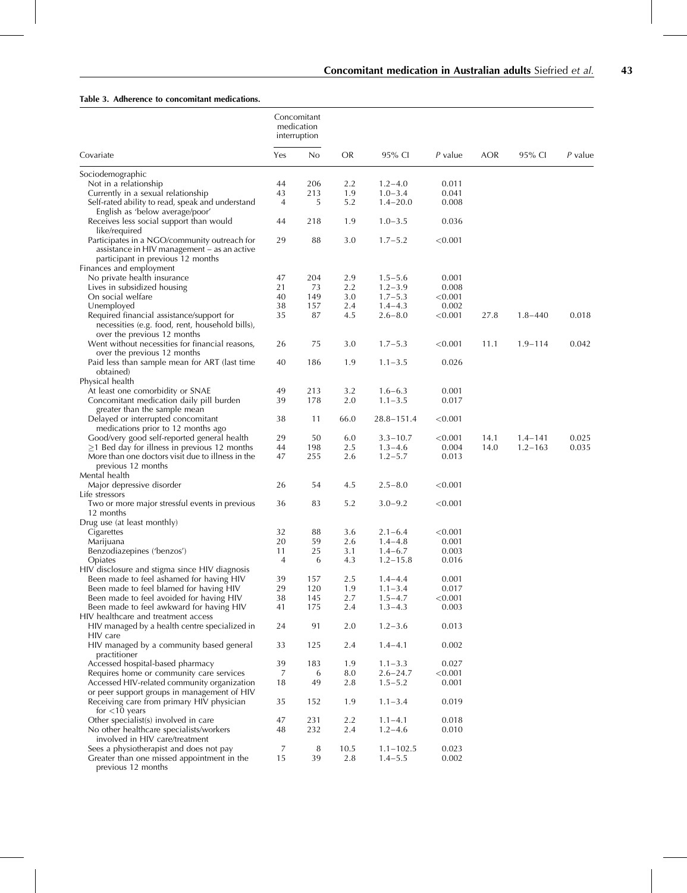**Table 3. Adherence to concomitant medications.**

| Covariate | Concomitant medication interruption | | OR | 95% CI | *P* value | AOR | 95% CI | *P* value |
|---|---|---|---|---|---|---|---|---|
| | Yes | No | | | | | | |
| Sociodemographic | | | | | | | | |
| Not in a relationship | 44 | 206 | 2.2 | 1.2–4.0 | 0.011 | | | |
| Currently in a sexual relationship | 43 | 213 | 1.9 | 1.0–3.4 | 0.041 | | | |
| Self-rated ability to read, speak and understand English as 'below average/poor' | 4 | 5 | 5.2 | 1.4–20.0 | 0.008 | | | |
| Receives less social support than would like/required | 44 | 218 | 1.9 | 1.0–3.5 | 0.036 | | | |
| Participates in a NGO/community outreach for assistance in HIV management – as an active participant in previous 12 months | 29 | 88 | 3.0 | 1.7–5.2 | <0.001 | | | |
| Finances and employment | | | | | | | | |
| No private health insurance | 47 | 204 | 2.9 | 1.5–5.6 | 0.001 | | | |
| Lives in subsidized housing | 21 | 73 | 2.2 | 1.2–3.9 | 0.008 | | | |
| On social welfare | 40 | 149 | 3.0 | 1.7–5.3 | <0.001 | | | |
| Unemployed | 38 | 157 | 2.4 | 1.4–4.3 | 0.002 | | | |
| Required financial assistance/support for necessities (e.g. food, rent, household bills), over the previous 12 months | 35 | 87 | 4.5 | 2.6–8.0 | <0.001 | 27.8 | 1.8–440 | 0.018 |
| Went without necessities for financial reasons, over the previous 12 months | 26 | 75 | 3.0 | 1.7–5.3 | <0.001 | 11.1 | 1.9–114 | 0.042 |
| Paid less than sample mean for ART (last time obtained) | 40 | 186 | 1.9 | 1.1–3.5 | 0.026 | | | |
| Physical health | | | | | | | | |
| At least one comorbidity or SNAE | 49 | 213 | 3.2 | 1.6–6.3 | 0.001 | | | |
| Concomitant medication daily pill burden greater than the sample mean | 39 | 178 | 2.0 | 1.1–3.5 | 0.017 | | | |
| Delayed or interrupted concomitant medications prior to 12 months ago | 38 | 11 | 66.0 | 28.8–151.4 | <0.001 | | | |
| Good/very good self-reported general health | 29 | 50 | 6.0 | 3.3–10.7 | <0.001 | 14.1 | 1.4–141 | 0.025 |
| ≥1 Bed day for illness in previous 12 months | 44 | 198 | 2.5 | 1.3–4.6 | 0.004 | 14.0 | 1.2–163 | 0.035 |
| More than one doctors visit due to illness in the previous 12 months | 47 | 255 | 2.6 | 1.2–5.7 | 0.013 | | | |
| Mental health | | | | | | | | |
| Major depressive disorder | 26 | 54 | 4.5 | 2.5–8.0 | <0.001 | | | |
| Life stressors | | | | | | | | |
| Two or more major stressful events in previous 12 months | 36 | 83 | 5.2 | 3.0–9.2 | <0.001 | | | |
| Drug use (at least monthly) | | | | | | | | |
| Cigarettes | 32 | 88 | 3.6 | 2.1–6.4 | <0.001 | | | |
| Marijuana | 20 | 59 | 2.6 | 1.4–4.8 | 0.001 | | | |
| Benzodiazepines ('benzos') | 11 | 25 | 3.1 | 1.4–6.7 | 0.003 | | | |
| Opiates | 4 | 6 | 4.3 | 1.2–15.8 | 0.016 | | | |
| HIV disclosure and stigma since HIV diagnosis | | | | | | | | |
| Been made to feel ashamed for having HIV | 39 | 157 | 2.5 | 1.4–4.4 | 0.001 | | | |
| Been made to feel blamed for having HIV | 29 | 120 | 1.9 | 1.1–3.4 | 0.017 | | | |
| Been made to feel avoided for having HIV | 38 | 145 | 2.7 | 1.5–4.7 | <0.001 | | | |
| Been made to feel awkward for having HIV | 41 | 175 | 2.4 | 1.3–4.3 | 0.003 | | | |
| HIV healthcare and treatment access | | | | | | | | |
| HIV managed by a health centre specialized in HIV care | 24 | 91 | 2.0 | 1.2–3.6 | 0.013 | | | |
| HIV managed by a community based general practitioner | 33 | 125 | 2.4 | 1.4–4.1 | 0.002 | | | |
| Accessed hospital-based pharmacy | 39 | 183 | 1.9 | 1.1–3.3 | 0.027 | | | |
| Requires home or community care services | 7 | 6 | 8.0 | 2.6–24.7 | <0.001 | | | |
| Accessed HIV-related community organization or peer support groups in management of HIV | 18 | 49 | 2.8 | 1.5–5.2 | 0.001 | | | |
| Receiving care from primary HIV physician for <10 years | 35 | 152 | 1.9 | 1.1–3.4 | 0.019 | | | |
| Other specialist(s) involved in care | 47 | 231 | 2.2 | 1.1–4.1 | 0.018 | | | |
| No other healthcare specialists/workers involved in HIV care/treatment | 48 | 232 | 2.4 | 1.2–4.6 | 0.010 | | | |
| Sees a physiotherapist and does not pay | 7 | 8 | 10.5 | 1.1–102.5 | 0.023 | | | |
| Greater than one missed appointment in the previous 12 months | 15 | 39 | 2.8 | 1.4–5.5 | 0.002 | | | |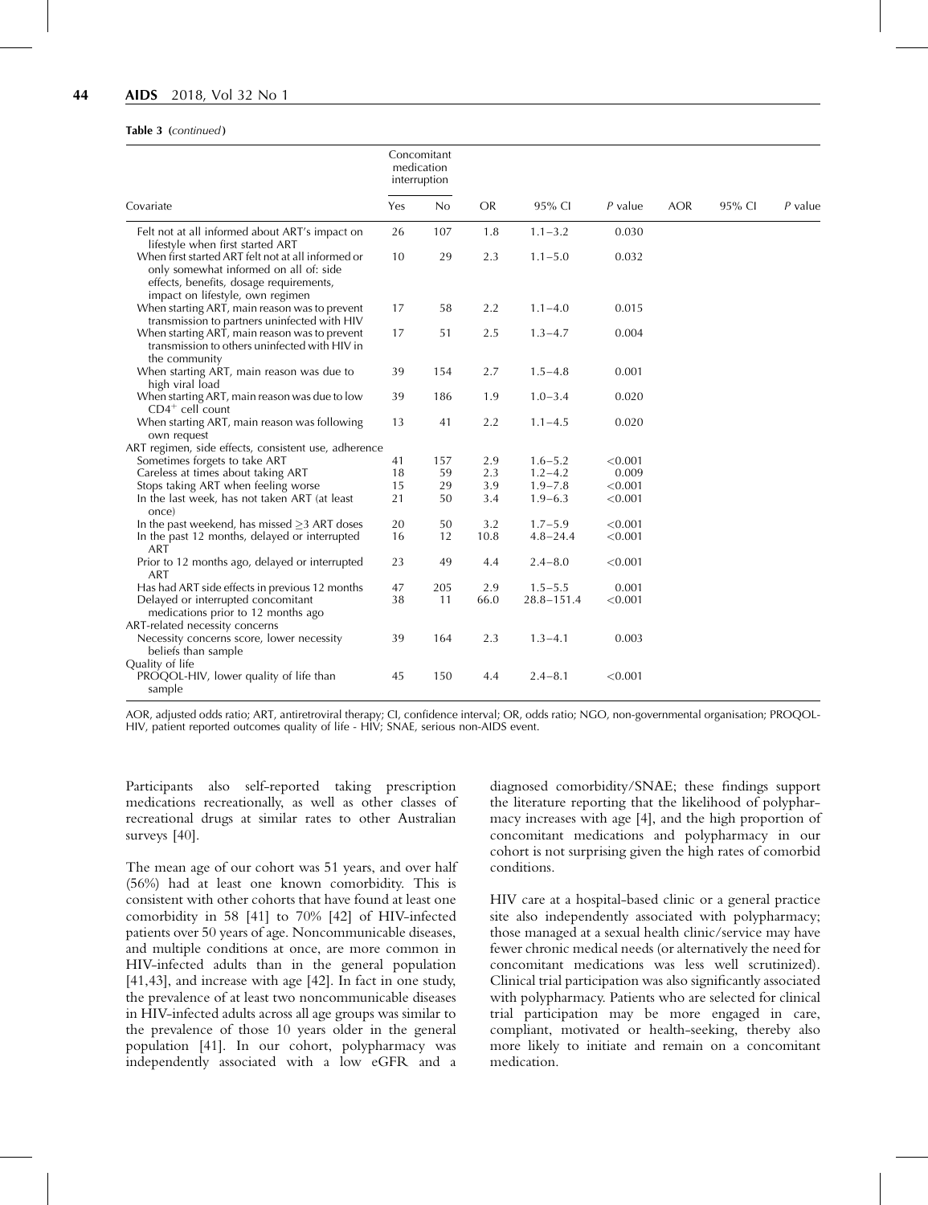**Table 3** (*continued*)

| Covariate | Concomitant medication interruption | | OR | 95% CI | *P* value | AOR | 95% CI | *P* value |
|---|---|---|---|---|---|---|---|---|
| | Yes | No | | | | | | |
| Felt not at all informed about ART's impact on lifestyle when first started ART | 26 | 107 | 1.8 | 1.1–3.2 | 0.030 | | | |
| When first started ART felt not at all informed or only somewhat informed on all of: side effects, benefits, dosage requirements, impact on lifestyle, own regimen | 10 | 29 | 2.3 | 1.1–5.0 | 0.032 | | | |
| When starting ART, main reason was to prevent transmission to partners uninfected with HIV | 17 | 58 | 2.2 | 1.1–4.0 | 0.015 | | | |
| When starting ART, main reason was to prevent transmission to others uninfected with HIV in the community | 17 | 51 | 2.5 | 1.3–4.7 | 0.004 | | | |
| When starting ART, main reason was due to high viral load | 39 | 154 | 2.7 | 1.5–4.8 | 0.001 | | | |
| When starting ART, main reason was due to low $CD4^+$ cell count | 39 | 186 | 1.9 | 1.0–3.4 | 0.020 | | | |
| When starting ART, main reason was following own request | 13 | 41 | 2.2 | 1.1–4.5 | 0.020 | | | |
| ART regimen, side effects, consistent use, adherence | | | | | | | | |
| Sometimes forgets to take ART | 41 | 157 | 2.9 | 1.6–5.2 | <0.001 | | | |
| Careless at times about taking ART | 18 | 59 | 2.3 | 1.2–4.2 | 0.009 | | | |
| Stops taking ART when feeling worse | 15 | 29 | 3.9 | 1.9–7.8 | <0.001 | | | |
| In the last week, has not taken ART (at least once) | 21 | 50 | 3.4 | 1.9–6.3 | <0.001 | | | |
| In the past weekend, has missed ≥3 ART doses | 20 | 50 | 3.2 | 1.7–5.9 | <0.001 | | | |
| In the past 12 months, delayed or interrupted ART | 16 | 12 | 10.8 | 4.8–24.4 | <0.001 | | | |
| Prior to 12 months ago, delayed or interrupted ART | 23 | 49 | 4.4 | 2.4–8.0 | <0.001 | | | |
| Has had ART side effects in previous 12 months | 47 | 205 | 2.9 | 1.5–5.5 | 0.001 | | | |
| Delayed or interrupted concomitant medications prior to 12 months ago | 38 | 11 | 66.0 | 28.8–151.4 | <0.001 | | | |
| ART-related necessity concerns | | | | | | | | |
| Necessity concerns score, lower necessity beliefs than sample | 39 | 164 | 2.3 | 1.3–4.1 | 0.003 | | | |
| Quality of life | | | | | | | | |
| PROQOL-HIV, lower quality of life than sample | 45 | 150 | 4.4 | 2.4–8.1 | <0.001 | | | |

AOR, adjusted odds ratio; ART, antiretroviral therapy; CI, confidence interval; OR, odds ratio; NGO, non-governmental organisation; PROQOL-HIV, patient reported outcomes quality of life - HIV; SNAE, serious non-AIDS event.

Participants also self-reported taking prescription medications recreationally, as well as other classes of recreational drugs at similar rates to other Australian surveys [40].

The mean age of our cohort was 51 years, and over half (56%) had at least one known comorbidity. This is consistent with other cohorts that have found at least one comorbidity in 58 [41] to 70% [42] of HIV-infected patients over 50 years of age. Noncommunicable diseases, and multiple conditions at once, are more common in HIV-infected adults than in the general population [41,43], and increase with age [42]. In fact in one study, the prevalence of at least two noncommunicable diseases in HIV-infected adults across all age groups was similar to the prevalence of those 10 years older in the general population [41]. In our cohort, polypharmacy was independently associated with a low eGFR and a diagnosed comorbidity/SNAE; these findings support the literature reporting that the likelihood of polypharmacy increases with age [4], and the high proportion of concomitant medications and polypharmacy in our cohort is not surprising given the high rates of comorbid conditions.

HIV care at a hospital-based clinic or a general practice site also independently associated with polypharmacy; those managed at a sexual health clinic/service may have fewer chronic medical needs (or alternatively the need for concomitant medications was less well scrutinized). Clinical trial participation was also significantly associated with polypharmacy. Patients who are selected for clinical trial participation may be more engaged in care, compliant, motivated or health-seeking, thereby also more likely to initiate and remain on a concomitant medication.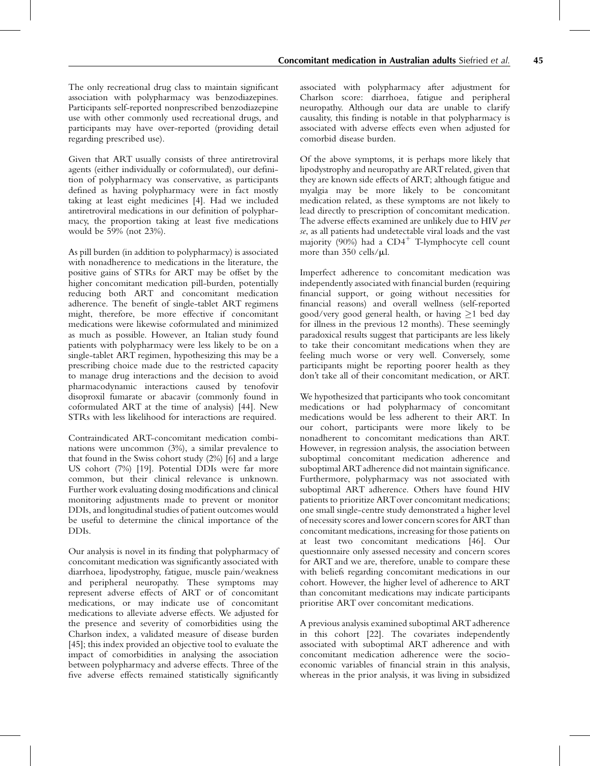The only recreational drug class to maintain significant association with polypharmacy was benzodiazepines. Participants self-reported nonprescribed benzodiazepine use with other commonly used recreational drugs, and participants may have over-reported (providing detail regarding prescribed use).

Given that ART usually consists of three antiretroviral agents (either individually or coformulated), our definition of polypharmacy was conservative, as participants defined as having polypharmacy were in fact mostly taking at least eight medicines [4]. Had we included antiretroviral medications in our definition of polypharmacy, the proportion taking at least five medications would be 59% (not 23%).

As pill burden (in addition to polypharmacy) is associated with nonadherence to medications in the literature, the positive gains of STRs for ART may be offset by the higher concomitant medication pill-burden, potentially reducing both ART and concomitant medication adherence. The benefit of single-tablet ART regimens might, therefore, be more effective if concomitant medications were likewise coformulated and minimized as much as possible. However, an Italian study found patients with polypharmacy were less likely to be on a single-tablet ART regimen, hypothesizing this may be a prescribing choice made due to the restricted capacity to manage drug interactions and the decision to avoid pharmacodynamic interactions caused by tenofovir disoproxil fumarate or abacavir (commonly found in coformulated ART at the time of analysis) [44]. New STRs with less likelihood for interactions are required.

Contraindicated ART-concomitant medication combinations were uncommon (3%), a similar prevalence to that found in the Swiss cohort study (2%) [6] and a large US cohort (7%) [19]. Potential DDIs were far more common, but their clinical relevance is unknown. Further work evaluating dosing modifications and clinical monitoring adjustments made to prevent or monitor DDIs, and longitudinal studies of patient outcomes would be useful to determine the clinical importance of the DDIs.

Our analysis is novel in its finding that polypharmacy of concomitant medication was significantly associated with diarrhoea, lipodystrophy, fatigue, muscle pain/weakness and peripheral neuropathy. These symptoms may represent adverse effects of ART or of concomitant medications, or may indicate use of concomitant medications to alleviate adverse effects. We adjusted for the presence and severity of comorbidities using the Charlson index, a validated measure of disease burden [45]; this index provided an objective tool to evaluate the impact of comorbidities in analysing the association between polypharmacy and adverse effects. Three of the five adverse effects remained statistically significantly associated with polypharmacy after adjustment for Charlson score: diarrhoea, fatigue and peripheral neuropathy. Although our data are unable to clarify causality, this finding is notable in that polypharmacy is associated with adverse effects even when adjusted for comorbid disease burden.

Of the above symptoms, it is perhaps more likely that lipodystrophy and neuropathy are ART related, given that they are known side effects of ART; although fatigue and myalgia may be more likely to be concomitant medication related, as these symptoms are not likely to lead directly to prescription of concomitant medication. The adverse effects examined are unlikely due to HIV *per se*, as all patients had undetectable viral loads and the vast majority (90%) had a $CD4^{+}$ T-lymphocyte cell count more than 350 cells/μl.

Imperfect adherence to concomitant medication was independently associated with financial burden (requiring financial support, or going without necessities for financial reasons) and overall wellness (self-reported good/very good general health, or having ≥1 bed day for illness in the previous 12 months). These seemingly paradoxical results suggest that participants are less likely to take their concomitant medications when they are feeling much worse or very well. Conversely, some participants might be reporting poorer health as they don't take all of their concomitant medication, or ART.

We hypothesized that participants who took concomitant medications or had polypharmacy of concomitant medications would be less adherent to their ART. In our cohort, participants were more likely to be nonadherent to concomitant medications than ART. However, in regression analysis, the association between suboptimal concomitant medication adherence and suboptimal ART adherence did not maintain significance. Furthermore, polypharmacy was not associated with suboptimal ART adherence. Others have found HIV patients to prioritize ART over concomitant medications; one small single-centre study demonstrated a higher level of necessity scores and lower concern scores for ART than concomitant medications, increasing for those patients on at least two concomitant medications [46]. Our questionnaire only assessed necessity and concern scores for ART and we are, therefore, unable to compare these with beliefs regarding concomitant medications in our cohort. However, the higher level of adherence to ART than concomitant medications may indicate participants prioritise ART over concomitant medications.

A previous analysis examined suboptimal ART adherence in this cohort [22]. The covariates independently associated with suboptimal ART adherence and with concomitant medication adherence were the socio-economic variables of financial strain in this analysis, whereas in the prior analysis, it was living in subsidized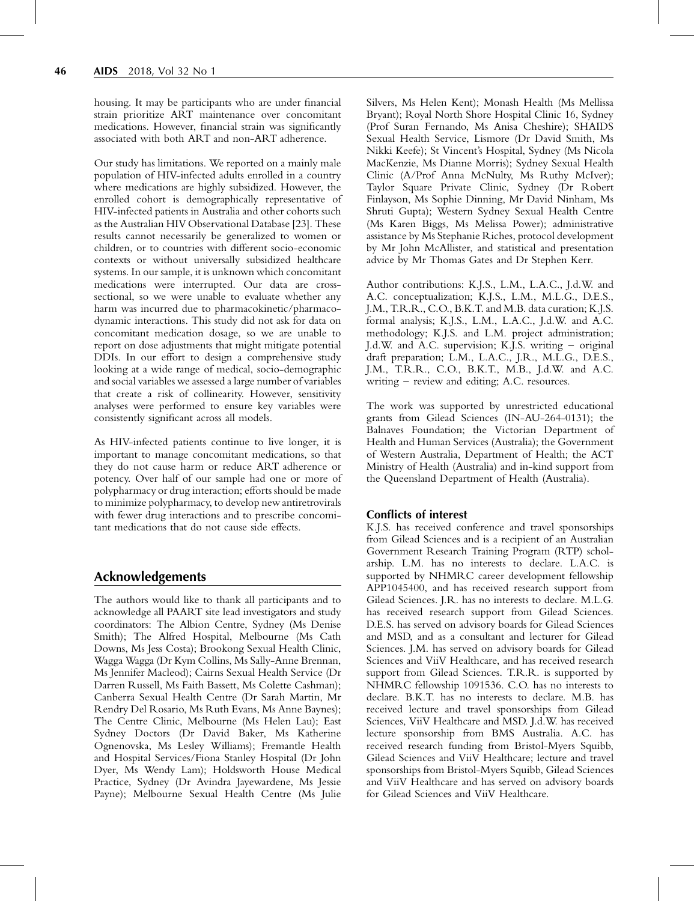housing. It may be participants who are under financial strain prioritize ART maintenance over concomitant medications. However, financial strain was significantly associated with both ART and non-ART adherence.

Our study has limitations. We reported on a mainly male population of HIV-infected adults enrolled in a country where medications are highly subsidized. However, the enrolled cohort is demographically representative of HIV-infected patients in Australia and other cohorts such as the Australian HIV Observational Database [23]. These results cannot necessarily be generalized to women or children, or to countries with different socio-economic contexts or without universally subsidized healthcare systems. In our sample, it is unknown which concomitant medications were interrupted. Our data are cross-sectional, so we were unable to evaluate whether any harm was incurred due to pharmacokinetic/pharmacodynamic interactions. This study did not ask for data on concomitant medication dosage, so we are unable to report on dose adjustments that might mitigate potential DDIs. In our effort to design a comprehensive study looking at a wide range of medical, socio-demographic and social variables we assessed a large number of variables that create a risk of collinearity. However, sensitivity analyses were performed to ensure key variables were consistently significant across all models.

As HIV-infected patients continue to live longer, it is important to manage concomitant medications, so that they do not cause harm or reduce ART adherence or potency. Over half of our sample had one or more of polypharmacy or drug interaction; efforts should be made to minimize polypharmacy, to develop new antiretrovirals with fewer drug interactions and to prescribe concomitant medications that do not cause side effects.

## Acknowledgements

The authors would like to thank all participants and to acknowledge all PAART site lead investigators and study coordinators: The Albion Centre, Sydney (Ms Denise Smith); The Alfred Hospital, Melbourne (Ms Cath Downs, Ms Jess Costa); Brookong Sexual Health Clinic, Wagga Wagga (Dr Kym Collins, Ms Sally-Anne Brennan, Ms Jennifer Macleod); Cairns Sexual Health Service (Dr Darren Russell, Ms Faith Bassett, Ms Colette Cashman); Canberra Sexual Health Centre (Dr Sarah Martin, Mr Rendry Del Rosario, Ms Ruth Evans, Ms Anne Baynes); The Centre Clinic, Melbourne (Ms Helen Lau); East Sydney Doctors (Dr David Baker, Ms Katherine Ognenovska, Ms Lesley Williams); Fremantle Health and Hospital Services/Fiona Stanley Hospital (Dr John Dyer, Ms Wendy Lam); Holdsworth House Medical Practice, Sydney (Dr Avindra Jayewardene, Ms Jessie Payne); Melbourne Sexual Health Centre (Ms Julie Silvers, Ms Helen Kent); Monash Health (Ms Mellissa Bryant); Royal North Shore Hospital Clinic 16, Sydney (Prof Suran Fernando, Ms Anisa Cheshire); SHAIDS Sexual Health Service, Lismore (Dr David Smith, Ms Nikki Keefe); St Vincent's Hospital, Sydney (Ms Nicola MacKenzie, Ms Dianne Morris); Sydney Sexual Health Clinic (A/Prof Anna McNulty, Ms Ruthy McIver); Taylor Square Private Clinic, Sydney (Dr Robert Finlayson, Ms Sophie Dinning, Mr David Ninham, Ms Shruti Gupta); Western Sydney Sexual Health Centre (Ms Karen Biggs, Ms Melissa Power); administrative assistance by Ms Stephanie Riches, protocol development by Mr John McAllister, and statistical and presentation advice by Mr Thomas Gates and Dr Stephen Kerr.

Author contributions: K.J.S., L.M., L.A.C., J.d.W. and A.C. conceptualization; K.J.S., L.M., M.L.G., D.E.S., J.M., T.R.R., C.O., B.K.T. and M.B. data curation; K.J.S. formal analysis; K.J.S., L.M., L.A.C., J.d.W. and A.C. methodology; K.J.S. and L.M. project administration; J.d.W. and A.C. supervision; K.J.S. writing – original draft preparation; L.M., L.A.C., J.R., M.L.G., D.E.S., J.M., T.R.R., C.O., B.K.T., M.B., J.d.W. and A.C. writing – review and editing; A.C. resources.

The work was supported by unrestricted educational grants from Gilead Sciences (IN-AU-264-0131); the Balnaves Foundation; the Victorian Department of Health and Human Services (Australia); the Government of Western Australia, Department of Health; the ACT Ministry of Health (Australia) and in-kind support from the Queensland Department of Health (Australia).

### Conflicts of interest

K.J.S. has received conference and travel sponsorships from Gilead Sciences and is a recipient of an Australian Government Research Training Program (RTP) scholarship. L.M. has no interests to declare. L.A.C. is supported by NHMRC career development fellowship APP1045400, and has received research support from Gilead Sciences. J.R. has no interests to declare. M.L.G. has received research support from Gilead Sciences. D.E.S. has served on advisory boards for Gilead Sciences and MSD, and as a consultant and lecturer for Gilead Sciences. J.M. has served on advisory boards for Gilead Sciences and ViiV Healthcare, and has received research support from Gilead Sciences. T.R.R. is supported by NHMRC fellowship 1091536. C.O. has no interests to declare. B.K.T. has no interests to declare. M.B. has received lecture and travel sponsorships from Gilead Sciences, ViiV Healthcare and MSD. J.d.W. has received lecture sponsorship from BMS Australia. A.C. has received research funding from Bristol-Myers Squibb, Gilead Sciences and ViiV Healthcare; lecture and travel sponsorships from Bristol-Myers Squibb, Gilead Sciences and ViiV Healthcare and has served on advisory boards for Gilead Sciences and ViiV Healthcare.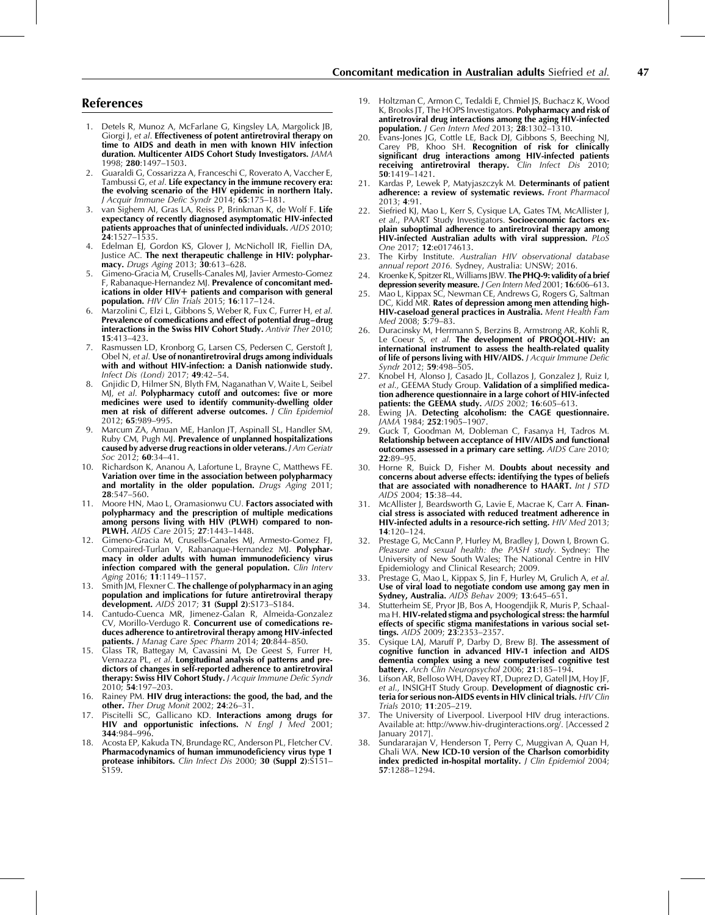## References

1. Detels R, Munoz A, McFarlane G, Kingsley LA, Margolick JB, Giorgi J, *et al.* **Effectiveness of potent antiretroviral therapy on time to AIDS and death in men with known HIV infection duration. Multicenter AIDS Cohort Study Investigators.** *JAMA* 1998; **280**:1497–1503.
2. Guaraldi G, Cossarizza A, Franceschi C, Roverato A, Vaccher E, Tambussi G, *et al.* **Life expectancy in the immune recovery era: the evolving scenario of the HIV epidemic in northern Italy.** *J Acquir Immune Defic Syndr* 2014; **65**:175–181.
3. van Sighem AI, Gras LA, Reiss P, Brinkman K, de Wolf F. **Life expectancy of recently diagnosed asymptomatic HIV-infected patients approaches that of uninfected individuals.** *AIDS* 2010; **24**:1527–1535.
4. Edelman EJ, Gordon KS, Glover J, McNicholl IR, Fiellin DA, Justice AC. **The next therapeutic challenge in HIV: polypharmacy.** *Drugs Aging* 2013; **30**:613–628.
5. Gimeno-Gracia M, Crusells-Canales MJ, Javier Armesto-Gomez F, Rabanaque-Hernandez MJ. **Prevalence of concomitant medications in older HIV+ patients and comparison with general population.** *HIV Clin Trials* 2015; **16**:117–124.
6. Marzolini C, Elzi L, Gibbons S, Weber R, Fux C, Furrer H, *et al.* **Prevalence of comedications and effect of potential drug–drug interactions in the Swiss HIV Cohort Study.** *Antivir Ther* 2010; **15**:413–423.
7. Rasmussen LD, Kronborg G, Larsen CS, Pedersen C, Gerstoft J, Obel N, *et al.* **Use of nonantiretroviral drugs among individuals with and without HIV-infection: a Danish nationwide study.** *Infect Dis (Lond)* 2017; **49**:42–54.
8. Gnjidic D, Hilmer SN, Blyth FM, Naganathan V, Waite L, Seibel MJ, *et al.* **Polypharmacy cutoff and outcomes: five or more medicines were used to identify community-dwelling older men at risk of different adverse outcomes.** *J Clin Epidemiol* 2012; **65**:989–995.
9. Marcum ZA, Amuan ME, Hanlon JT, Aspinall SL, Handler SM, Ruby CM, Pugh MJ. **Prevalence of unplanned hospitalizations caused by adverse drug reactions in older veterans.** *J Am Geriatr Soc* 2012; **60**:34–41.
10. Richardson K, Ananou A, Lafortune L, Brayne C, Matthews FE. **Variation over time in the association between polypharmacy and mortality in the older population.** *Drugs Aging* 2011; **28**:547–560.
11. Moore HN, Mao L, Oramasionwu CU. **Factors associated with polypharmacy and the prescription of multiple medications among persons living with HIV (PLWH) compared to non-PLWH.** *AIDS Care* 2015; **27**:1443–1448.
12. Gimeno-Gracia M, Crusells-Canales MJ, Armesto-Gomez FJ, Compaired-Turlan V, Rabanaque-Hernandez MJ. **Polypharmacy in older adults with human immunodeficiency virus infection compared with the general population.** *Clin Interv Aging* 2016; **11**:1149–1157.
13. Smith JM, Flexner C. **The challenge of polypharmacy in an aging population and implications for future antiretroviral therapy development.** *AIDS* 2017; **31 (Suppl 2)**:S173–S184.
14. Cantudo-Cuenca MR, Jimenez-Galan R, Almeida-Gonzalez CV, Morillo-Verdugo R. **Concurrent use of comedications reduces adherence to antiretroviral therapy among HIV-infected patients.** *J Manag Care Spec Pharm* 2014; **20**:844–850.
15. Glass TR, Battegay M, Cavassini M, De Geest S, Furrer H, Vernazza PL, *et al.* **Longitudinal analysis of patterns and predictors of changes in self-reported adherence to antiretroviral therapy: Swiss HIV Cohort Study.** *J Acquir Immune Defic Syndr* 2010; **54**:197–203.
16. Rainey PM. **HIV drug interactions: the good, the bad, and the other.** *Ther Drug Monit* 2002; **24**:26–31.
17. Piscitelli SC, Gallicano KD. **Interactions among drugs for HIV and opportunistic infections.** *N Engl J Med* 2001; **344**:984–996.
18. Acosta EP, Kakuda TN, Brundage RC, Anderson PL, Fletcher CV. **Pharmacodynamics of human immunodeficiency virus type 1 protease inhibitors.** *Clin Infect Dis* 2000; **30 (Suppl 2)**:S151–S159.
19. Holtzman C, Armon C, Tedaldi E, Chmiel JS, Buchacz K, Wood K, Brooks JT, The HOPS Investigators. **Polypharmacy and risk of antiretroviral drug interactions among the aging HIV-infected population.** *J Gen Intern Med* 2013; **28**:1302–1310.
20. Evans-Jones JG, Cottle LE, Back DJ, Gibbons S, Beeching NJ, Carey PB, Khoo SH. **Recognition of risk for clinically significant drug interactions among HIV-infected patients receiving antiretroviral therapy.** *Clin Infect Dis* 2010; **50**:1419–1421.
21. Kardas P, Lewek P, Matyjaszczyk M. **Determinants of patient adherence: a review of systematic reviews.** *Front Pharmacol* 2013; **4**:91.
22. Siefried KJ, Mao L, Kerr S, Cysique LA, Gates TM, McAllister J, *et al.*, PAART Study Investigators. **Socioeconomic factors explain suboptimal adherence to antiretroviral therapy among HIV-infected Australian adults with viral suppression.** *PLoS One* 2017; **12**:e0174613.
23. The Kirby Institute. *Australian HIV observational database annual report 2016.* Sydney, Australia: UNSW; 2016.
24. Kroenke K, Spitzer RL, Williams JBW. **The PHQ-9: validity of a brief depression severity measure.** *J Gen Intern Med* 2001; **16**:606–613.
25. Mao L, Kippax SC, Newman CE, Andrews G, Rogers G, Saltman DC, Kidd MR. **Rates of depression among men attending high-HIV-caseload general practices in Australia.** *Ment Health Fam Med* 2008; **5**:79–83.
26. Duracinsky M, Herrmann S, Berzins B, Armstrong AR, Kohli R, Le Coeur S, *et al.* **The development of PROQOL-HIV: an international instrument to assess the health-related quality of life of persons living with HIV/AIDS.** *J Acquir Immune Defic Syndr* 2012; **59**:498–505.
27. Knobel H, Alonso J, Casado JL, Collazos J, Gonzalez J, Ruiz I, *et al.*, GEEMA Study Group. **Validation of a simplified medication adherence questionnaire in a large cohort of HIV-infected patients: the GEEMA study.** *AIDS* 2002; **16**:605–613.
28. Ewing JA. **Detecting alcoholism: the CAGE questionnaire.** *JAMA* 1984; **252**:1905–1907.
29. Guck T, Goodman M, Dobleman C, Fasanya H, Tadros M. **Relationship between acceptance of HIV/AIDS and functional outcomes assessed in a primary care setting.** *AIDS Care* 2010; **22**:89–95.
30. Horne R, Buick D, Fisher M. **Doubts about necessity and concerns about adverse effects: identifying the types of beliefs that are associated with nonadherence to HAART.** *Int J STD AIDS* 2004; **15**:38–44.
31. McAllister J, Beardsworth G, Lavie E, Macrae K, Carr A. **Financial stress is associated with reduced treatment adherence in HIV-infected adults in a resource-rich setting.** *HIV Med* 2013; **14**:120–124.
32. Prestage G, McCann P, Hurley M, Bradley J, Down I, Brown G. *Pleasure and sexual health: the PASH study.* Sydney: The University of New South Wales; The National Centre in HIV Epidemiology and Clinical Research; 2009.
33. Prestage G, Mao L, Kippax S, Jin F, Hurley M, Grulich A, *et al.* **Use of viral load to negotiate condom use among gay men in Sydney, Australia.** *AIDS Behav* 2009; **13**:645–651.
34. Stutterheim SE, Pryor JB, Bos A, Hoogendjik R, Muris P, Schaalma H. **HIV-related stigma and psychological stress: the harmful effects of specific stigma manifestations in various social settings.** *AIDS* 2009; **23**:2353–2357.
35. Cysique LAJ, Maruff P, Darby D, Brew BJ. **The assessment of cognitive function in advanced HIV-1 infection and AIDS dementia complex using a new computerised cognitive test battery.** *Arch Clin Neuropsychol* 2006; **21**:185–194.
36. Lifson AR, Belloso WH, Davey RT, Duprez D, Gatell JM, Hoy JF, *et al.*, INSIGHT Study Group. **Development of diagnostic criteria for serious non-AIDS events in HIV clinical trials.** *HIV Clin Trials* 2010; **11**:205–219.
37. The University of Liverpool. Liverpool HIV drug interactions. Available at: http://www.hiv-druginteractions.org/. [Accessed 2 January 2017].
38. Sundararajan V, Henderson T, Perry C, Muggivan A, Quan H, Ghali WA. **New ICD-10 version of the Charlson comorbidity index predicted in-hospital mortality.** *J Clin Epidemiol* 2004; **57**:1288–1294.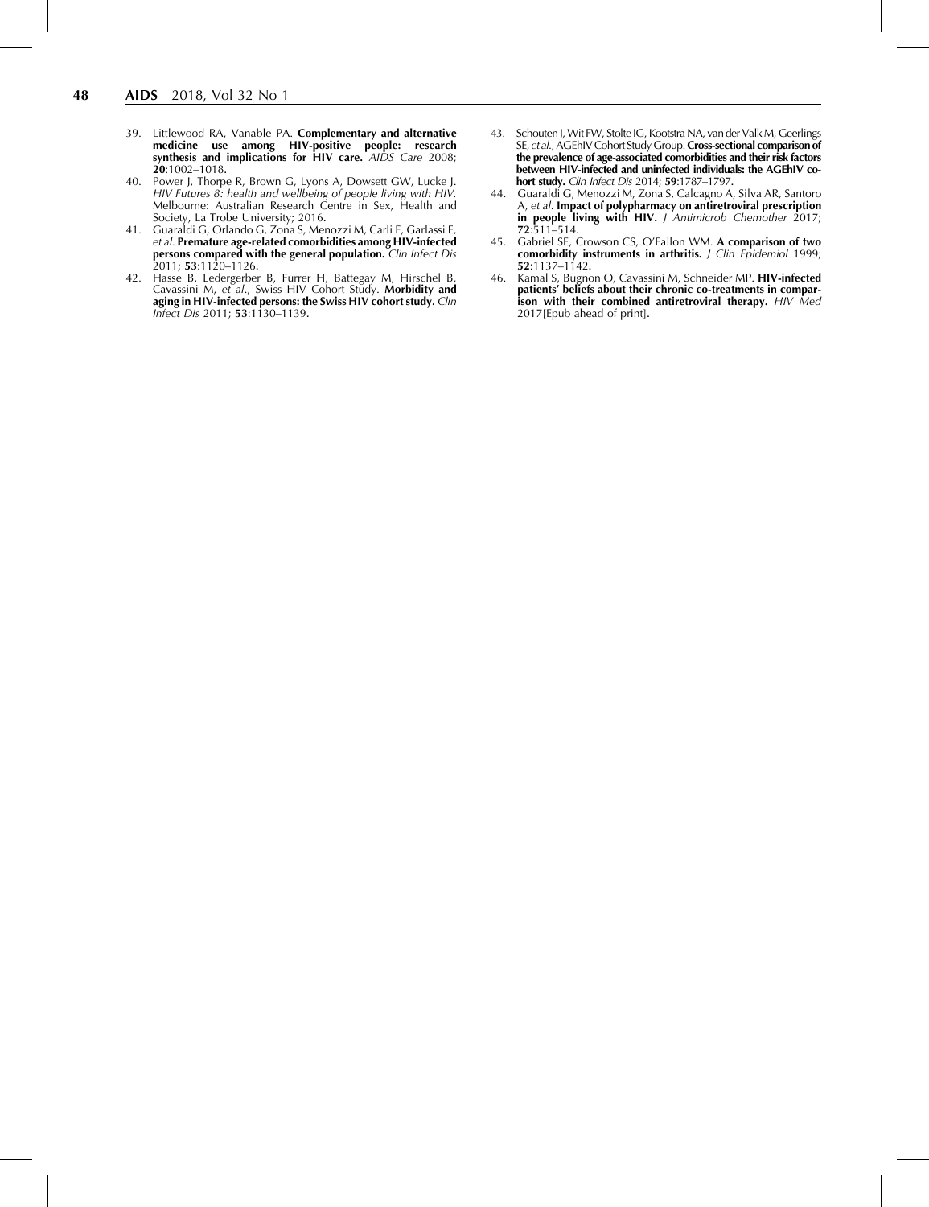39. Littlewood RA, Vanable PA. **Complementary and alternative medicine use among HIV-positive people: research synthesis and implications for HIV care.** *AIDS Care* 2008; **20**:1002–1018.
40. Power J, Thorpe R, Brown G, Lyons A, Dowsett GW, Lucke J. *HIV Futures 8: health and wellbeing of people living with HIV.* Melbourne: Australian Research Centre in Sex, Health and Society, La Trobe University; 2016.
41. Guaraldi G, Orlando G, Zona S, Menozzi M, Carli F, Garlassi E, *et al.* **Premature age-related comorbidities among HIV-infected persons compared with the general population.** *Clin Infect Dis* 2011; **53**:1120–1126.
42. Hasse B, Ledergerber B, Furrer H, Battegay M, Hirschel B, Cavassini M, *et al.*, Swiss HIV Cohort Study. **Morbidity and aging in HIV-infected persons: the Swiss HIV cohort study.** *Clin Infect Dis* 2011; **53**:1130–1139.
43. Schouten J, Wit FW, Stolte IG, Kootstra NA, van der Valk M, Geerlings SE, *et al.*, AGEhIV Cohort Study Group. **Cross-sectional comparison of the prevalence of age-associated comorbidities and their risk factors between HIV-infected and uninfected individuals: the AGEhIV cohort study.** *Clin Infect Dis* 2014; **59**:1787–1797.
44. Guaraldi G, Menozzi M, Zona S, Calcagno A, Silva AR, Santoro A, *et al.* **Impact of polypharmacy on antiretroviral prescription in people living with HIV.** *J Antimicrob Chemother* 2017; **72**:511–514.
45. Gabriel SE, Crowson CS, O'Fallon WM. **A comparison of two comorbidity instruments in arthritis.** *J Clin Epidemiol* 1999; **52**:1137–1142.
46. Kamal S, Bugnon O, Cavassini M, Schneider MP. **HIV-infected patients' beliefs about their chronic co-treatments in comparison with their combined antiretroviral therapy.** *HIV Med* 2017[Epub ahead of print].